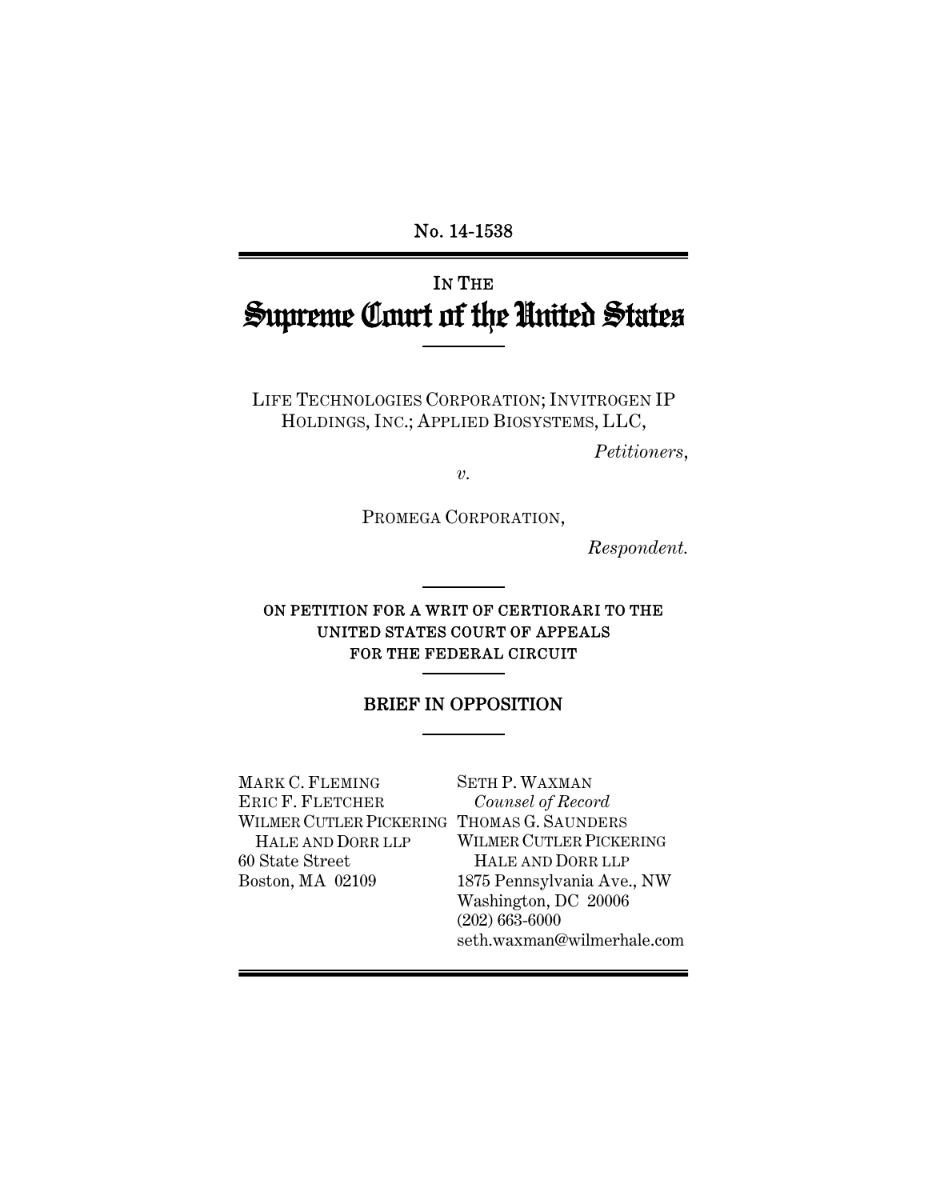No. 14-1538

IN THE

# Supreme Court of the United States

LIFE TECHNOLOGIES CORPORATION; INVITROGEN IP HOLDINGS, INC.; APPLIED BIOSYSTEMS, LLC,

*Petitioners*,

*v.*

PROMEGA CORPORATION,

*Respondent.*

ON PETITION FOR A WRIT OF CERTIORARI TO THE UNITED STATES COURT OF APPEALS FOR THE FEDERAL CIRCUIT

## BRIEF IN OPPOSITION

MARK C. FLEMING
ERIC F. FLETCHER
WILMER CUTLER PICKERING HALE AND DORR LLP
60 State Street
Boston, MA 02109

SETH P. WAXMAN
*Counsel of Record*
THOMAS G. SAUNDERS
WILMER CUTLER PICKERING HALE AND DORR LLP
1875 Pennsylvania Ave., NW
Washington, DC 20006
(202) 663-6000
seth.waxman@wilmerhale.com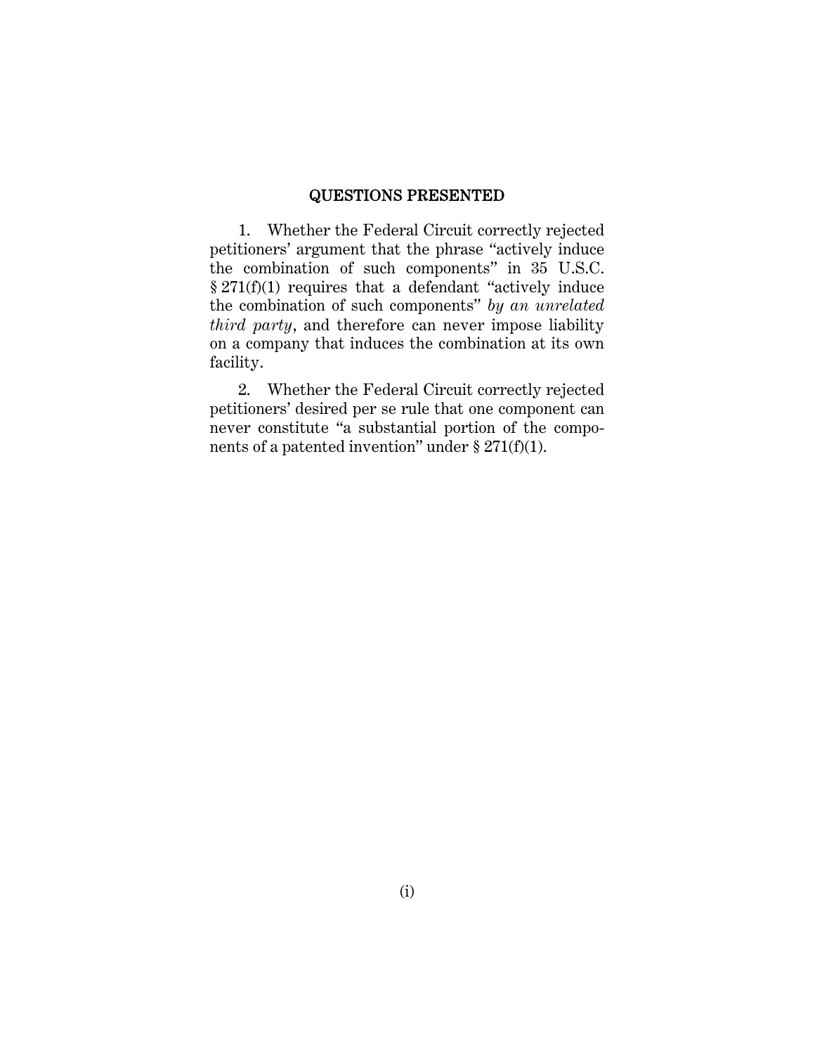## QUESTIONS PRESENTED

1. Whether the Federal Circuit correctly rejected petitioners' argument that the phrase "actively induce the combination of such components" in 35 U.S.C. § 271(f)(1) requires that a defendant "actively induce the combination of such components" *by an unrelated third party*, and therefore can never impose liability on a company that induces the combination at its own facility.

2. Whether the Federal Circuit correctly rejected petitioners' desired per se rule that one component can never constitute "a substantial portion of the components of a patented invention" under § 271(f)(1).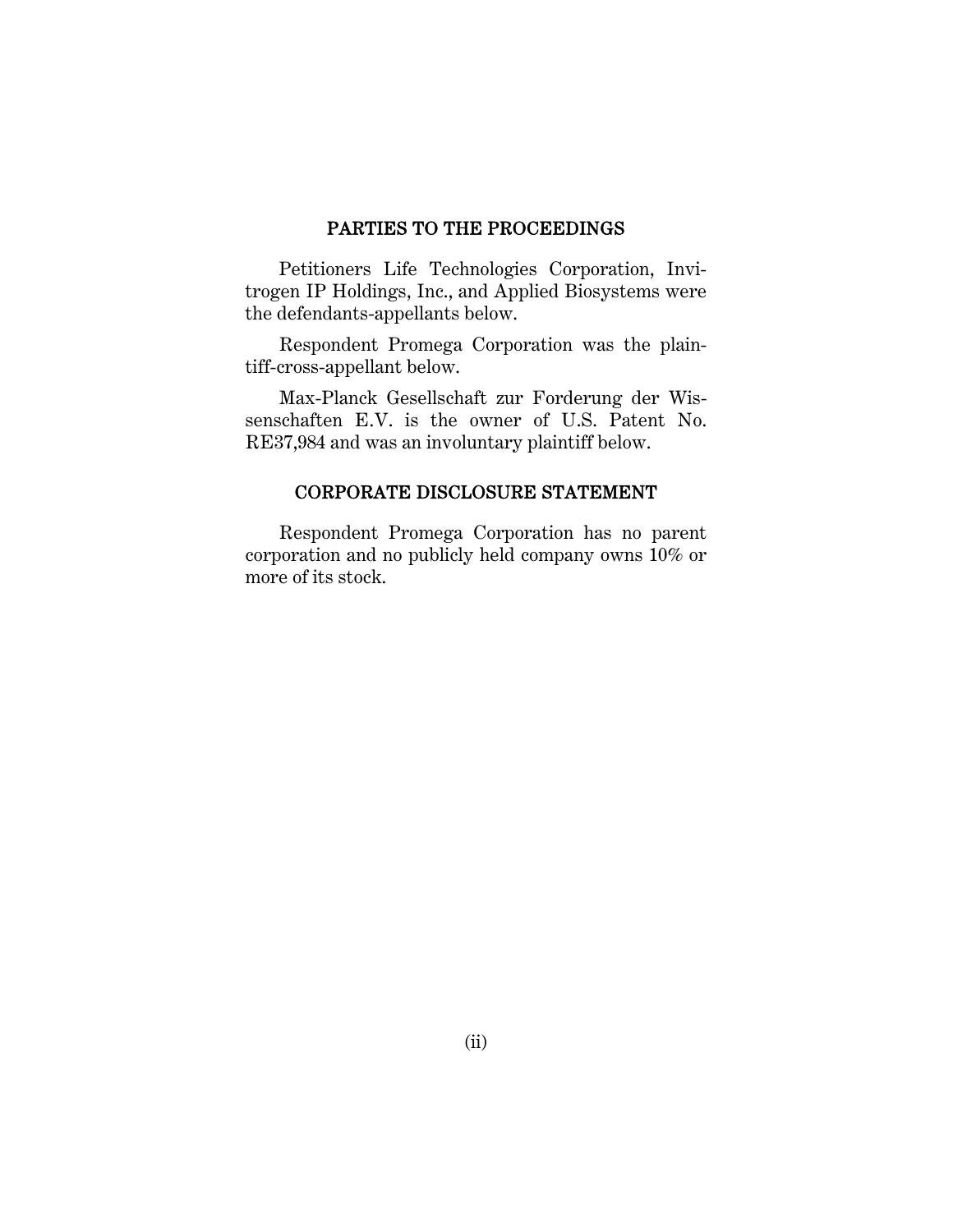## PARTIES TO THE PROCEEDINGS

Petitioners Life Technologies Corporation, Invitrogen IP Holdings, Inc., and Applied Biosystems were the defendants-appellants below.

Respondent Promega Corporation was the plaintiff-cross-appellant below.

Max-Planck Gesellschaft zur Forderung der Wissenschaften E.V. is the owner of U.S. Patent No. RE37,984 and was an involuntary plaintiff below.

## CORPORATE DISCLOSURE STATEMENT

Respondent Promega Corporation has no parent corporation and no publicly held company owns 10% or more of its stock.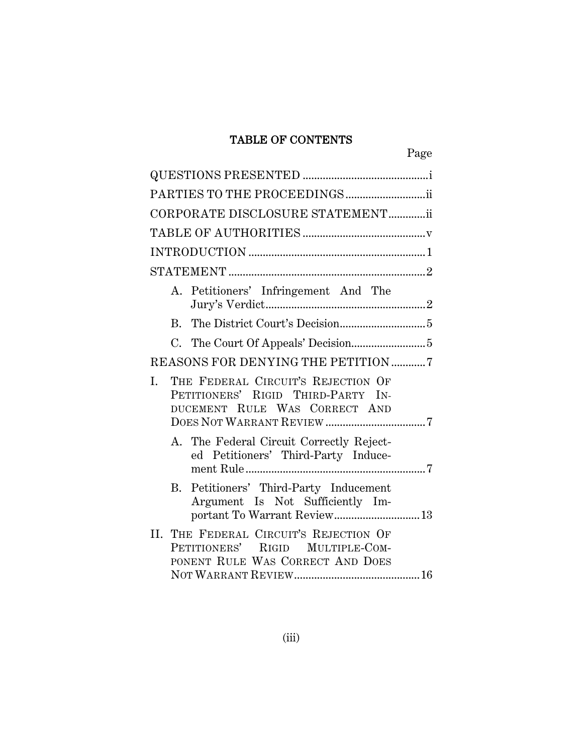# TABLE OF CONTENTS

| | Page |
|---|---|
| QUESTIONS PRESENTED | i |
| PARTIES TO THE PROCEEDINGS | ii |
| CORPORATE DISCLOSURE STATEMENT | ii |
| TABLE OF AUTHORITIES | v |
| INTRODUCTION | 1 |
| STATEMENT | 2 |
| A. Petitioners' Infringement And The Jury's Verdict | 2 |
| B. The District Court's Decision | 5 |
| C. The Court Of Appeals' Decision | 5 |
| REASONS FOR DENYING THE PETITION | 7 |
| I. THE FEDERAL CIRCUIT'S REJECTION OF PETITIONERS' RIGID THIRD-PARTY INDUCEMENT RULE WAS CORRECT AND DOES NOT WARRANT REVIEW | 7 |
| A. The Federal Circuit Correctly Rejected Petitioners' Third-Party Inducement Rule | 7 |
| B. Petitioners' Third-Party Inducement Argument Is Not Sufficiently Important To Warrant Review | 13 |
| II. THE FEDERAL CIRCUIT'S REJECTION OF PETITIONERS' RIGID MULTIPLE-COMPONENT RULE WAS CORRECT AND DOES NOT WARRANT REVIEW | 16 |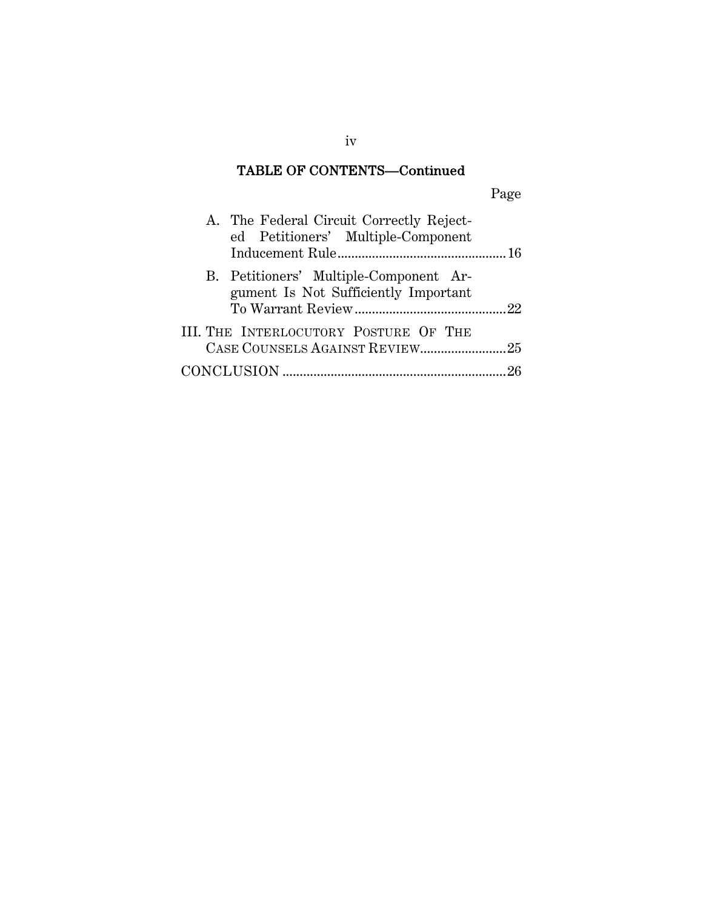## TABLE OF CONTENTS—Continued

Page

A. The Federal Circuit Correctly Rejected Petitioners' Multiple-Component Inducement Rule ....................................................16

B. Petitioners' Multiple-Component Argument Is Not Sufficiently Important To Warrant Review ...........................................22

III. THE INTERLOCUTORY POSTURE OF THE CASE COUNSELS AGAINST REVIEW .........................25

CONCLUSION ..................................................................26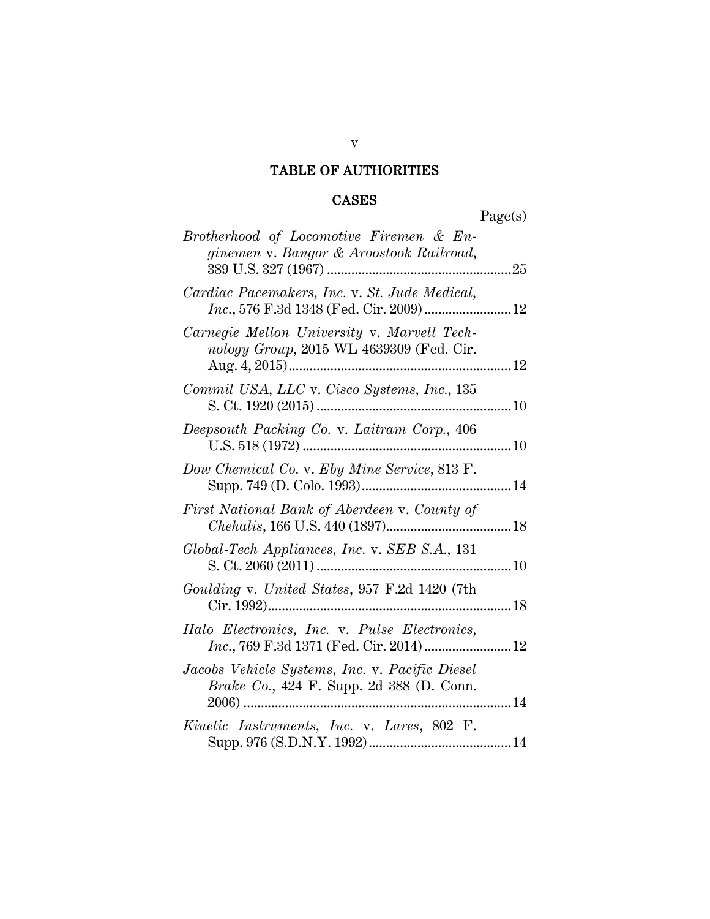# TABLE OF AUTHORITIES

## CASES

Page(s)

*Brotherhood of Locomotive Firemen & Enginemen* v. *Bangor & Aroostook Railroad*, 389 U.S. 327 (1967) ....................................................25

*Cardiac Pacemakers, Inc.* v. *St. Jude Medical, Inc.*, 576 F.3d 1348 (Fed. Cir. 2009) ........................12

*Carnegie Mellon University* v. *Marvell Technology Group*, 2015 WL 4639309 (Fed. Cir. Aug. 4, 2015)...............................................................12

*Commil USA, LLC* v. *Cisco Systems, Inc.*, 135 S. Ct. 1920 (2015) .......................................................10

*Deepsouth Packing Co.* v. *Laitram Corp.*, 406 U.S. 518 (1972) ...........................................................10

*Dow Chemical Co.* v. *Eby Mine Service*, 813 F. Supp. 749 (D. Colo. 1993)..........................................14

*First National Bank of Aberdeen* v. *County of Chehalis*, 166 U.S. 440 (1897)...................................18

*Global-Tech Appliances, Inc.* v. *SEB S.A.*, 131 S. Ct. 2060 (2011) .......................................................10

*Goulding* v. *United States*, 957 F.2d 1420 (7th Cir. 1992).....................................................................18

*Halo Electronics, Inc.* v. *Pulse Electronics, Inc.*, 769 F.3d 1371 (Fed. Cir. 2014) ........................12

*Jacobs Vehicle Systems, Inc.* v. *Pacific Diesel Brake Co.*, 424 F. Supp. 2d 388 (D. Conn. 2006) ............................................................................14

*Kinetic Instruments, Inc.* v. *Lares*, 802 F. Supp. 976 (S.D.N.Y. 1992).........................................14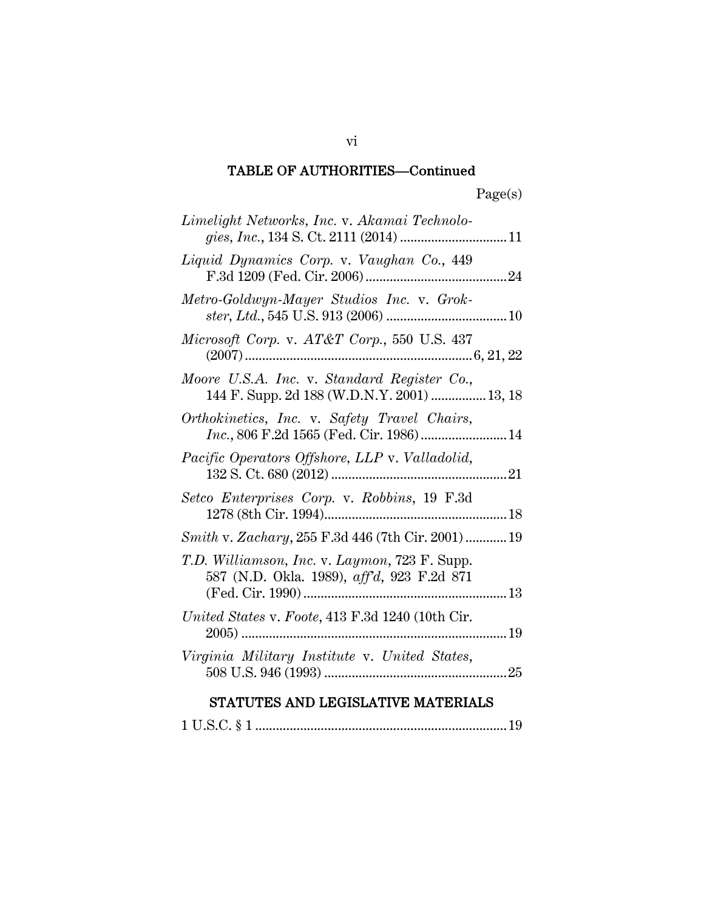## TABLE OF AUTHORITIES—Continued

Page(s)

*Limelight Networks, Inc.* v. *Akamai Technologies, Inc.*, 134 S. Ct. 2111 (2014) .............................. 11

*Liquid Dynamics Corp.* v. *Vaughan Co.*, 449 F.3d 1209 (Fed. Cir. 2006) .......................................... 24

*Metro-Goldwyn-Mayer Studios Inc.* v. *Grokster, Ltd.*, 545 U.S. 913 (2006) .................................. 10

*Microsoft Corp.* v. *AT&T Corp.*, 550 U.S. 437 (2007) ................................................................. 6, 21, 22

*Moore U.S.A. Inc.* v. *Standard Register Co.*, 144 F. Supp. 2d 188 (W.D.N.Y. 2001) ................ 13, 18

*Orthokinetics, Inc.* v. *Safety Travel Chairs, Inc.*, 806 F.2d 1565 (Fed. Cir. 1986) ......................... 14

*Pacific Operators Offshore, LLP* v. *Valladolid*, 132 S. Ct. 680 (2012) .................................................. 21

*Setco Enterprises Corp.* v. *Robbins*, 19 F.3d 1278 (8th Cir. 1994) ..................................................... 18

*Smith* v. *Zachary*, 255 F.3d 446 (7th Cir. 2001) ............ 19

*T.D. Williamson, Inc.* v. *Laymon*, 723 F. Supp. 587 (N.D. Okla. 1989), *aff'd*, 923 F.2d 871 (Fed. Cir. 1990) .......................................................... 13

*United States* v. *Foote*, 413 F.3d 1240 (10th Cir. 2005) ............................................................................ 19

*Virginia Military Institute* v. *United States*, 508 U.S. 946 (1993) .................................................... 25

## STATUTES AND LEGISLATIVE MATERIALS

1 U.S.C. § 1 ........................................................................ 19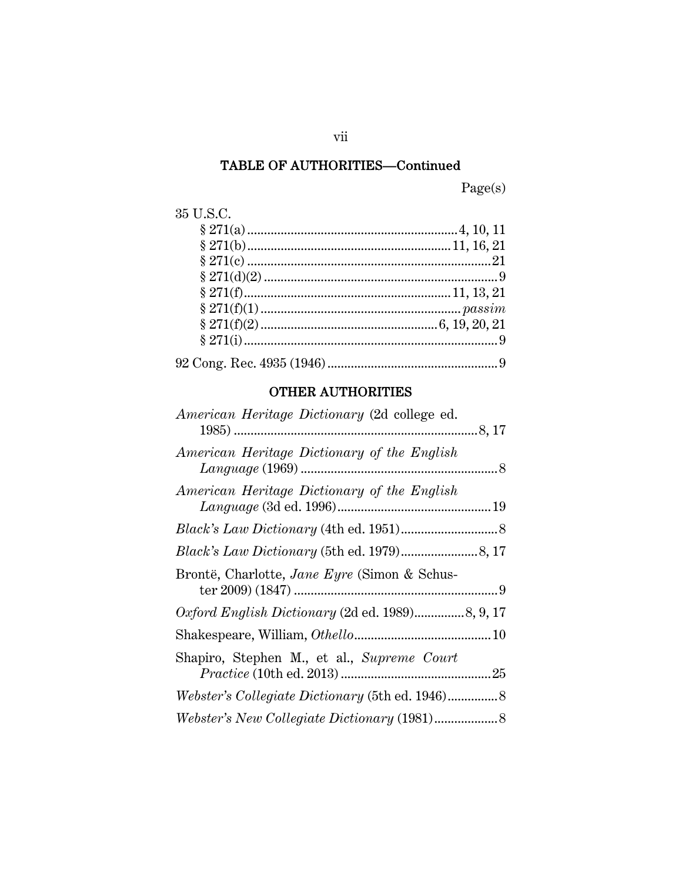## TABLE OF AUTHORITIES—Continued

Page(s)

35 U.S.C.

- § 271(a) .......... 4, 10, 11
- § 271(b) .......... 11, 16, 21
- § 271(c) .......... 21
- § 271(d)(2) .......... 9
- § 271(f) .......... 11, 13, 21
- § 271(f)(1) .......... *passim*
- § 271(f)(2) .......... 6, 19, 20, 21
- § 271(i) .......... 9

92 Cong. Rec. 4935 (1946) .......... 9

## OTHER AUTHORITIES

*American Heritage Dictionary* (2d college ed. 1985) .......... 8, 17

*American Heritage Dictionary of the English Language* (1969) .......... 8

*American Heritage Dictionary of the English Language* (3d ed. 1996) .......... 19

*Black's Law Dictionary* (4th ed. 1951) .......... 8

*Black's Law Dictionary* (5th ed. 1979) .......... 8, 17

Brontë, Charlotte, *Jane Eyre* (Simon & Schuster 2009) (1847) .......... 9

*Oxford English Dictionary* (2d ed. 1989) .......... 8, 9, 17

Shakespeare, William, *Othello* .......... 10

Shapiro, Stephen M., et al., *Supreme Court Practice* (10th ed. 2013) .......... 25

*Webster's Collegiate Dictionary* (5th ed. 1946) .......... 8

*Webster's New Collegiate Dictionary* (1981) .......... 8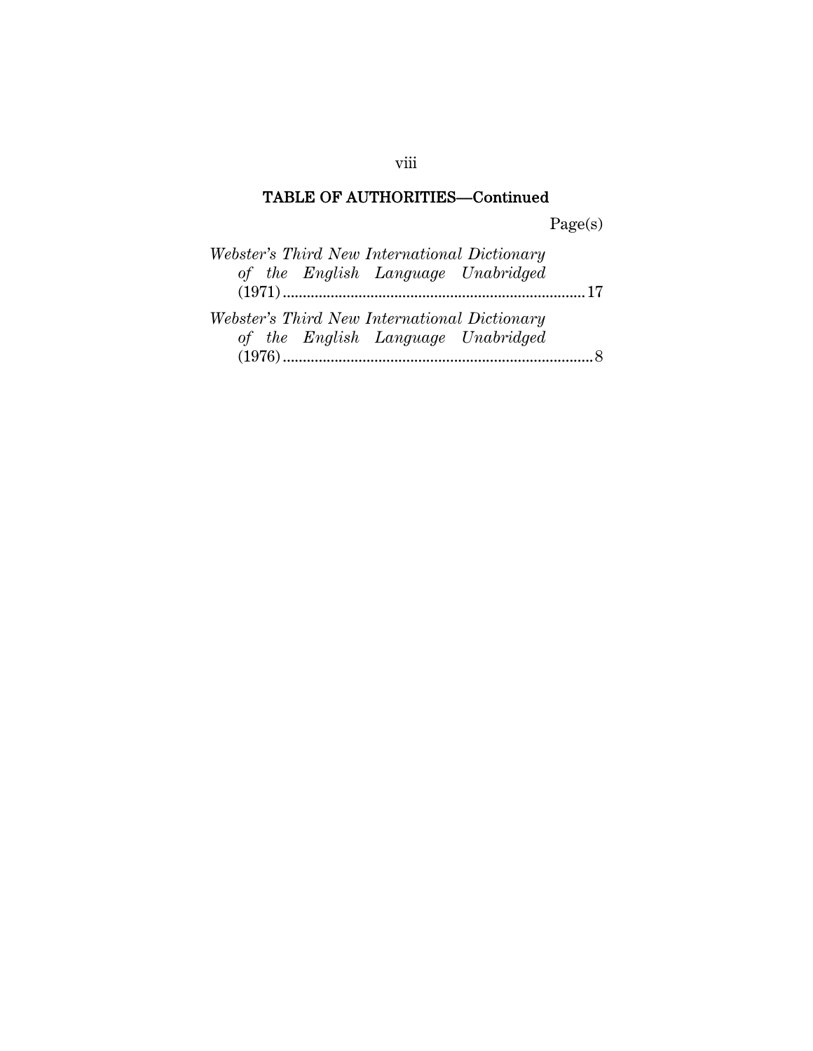## TABLE OF AUTHORITIES—Continued

Page(s)

*Webster's Third New International Dictionary of the English Language Unabridged* (1971) .......................................................................... 17

*Webster's Third New International Dictionary of the English Language Unabridged* (1976) ............................................................................ 8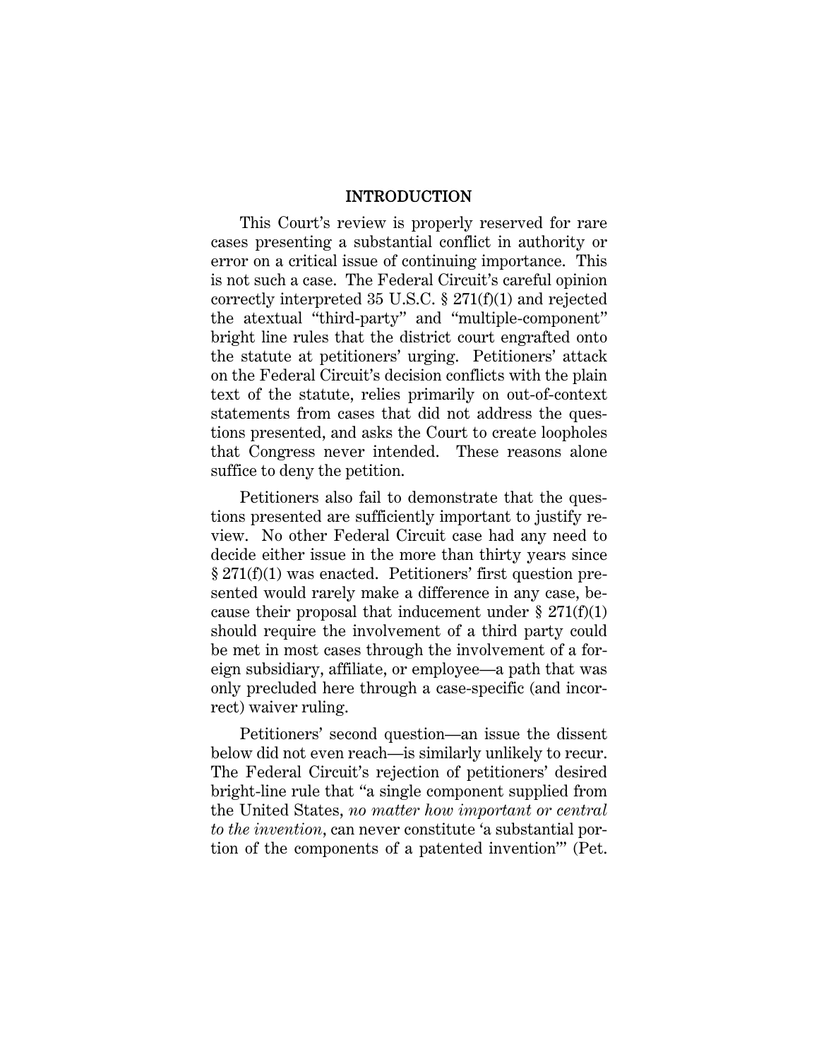## INTRODUCTION

This Court's review is properly reserved for rare cases presenting a substantial conflict in authority or error on a critical issue of continuing importance. This is not such a case. The Federal Circuit's careful opinion correctly interpreted 35 U.S.C. § 271(f)(1) and rejected the atextual "third-party" and "multiple-component" bright line rules that the district court engrafted onto the statute at petitioners' urging. Petitioners' attack on the Federal Circuit's decision conflicts with the plain text of the statute, relies primarily on out-of-context statements from cases that did not address the questions presented, and asks the Court to create loopholes that Congress never intended. These reasons alone suffice to deny the petition.

Petitioners also fail to demonstrate that the questions presented are sufficiently important to justify review. No other Federal Circuit case had any need to decide either issue in the more than thirty years since § 271(f)(1) was enacted. Petitioners' first question presented would rarely make a difference in any case, because their proposal that inducement under § 271(f)(1) should require the involvement of a third party could be met in most cases through the involvement of a foreign subsidiary, affiliate, or employee—a path that was only precluded here through a case-specific (and incorrect) waiver ruling.

Petitioners' second question—an issue the dissent below did not even reach—is similarly unlikely to recur. The Federal Circuit's rejection of petitioners' desired bright-line rule that "a single component supplied from the United States, *no matter how important or central to the invention*, can never constitute 'a substantial portion of the components of a patented invention'" (Pet.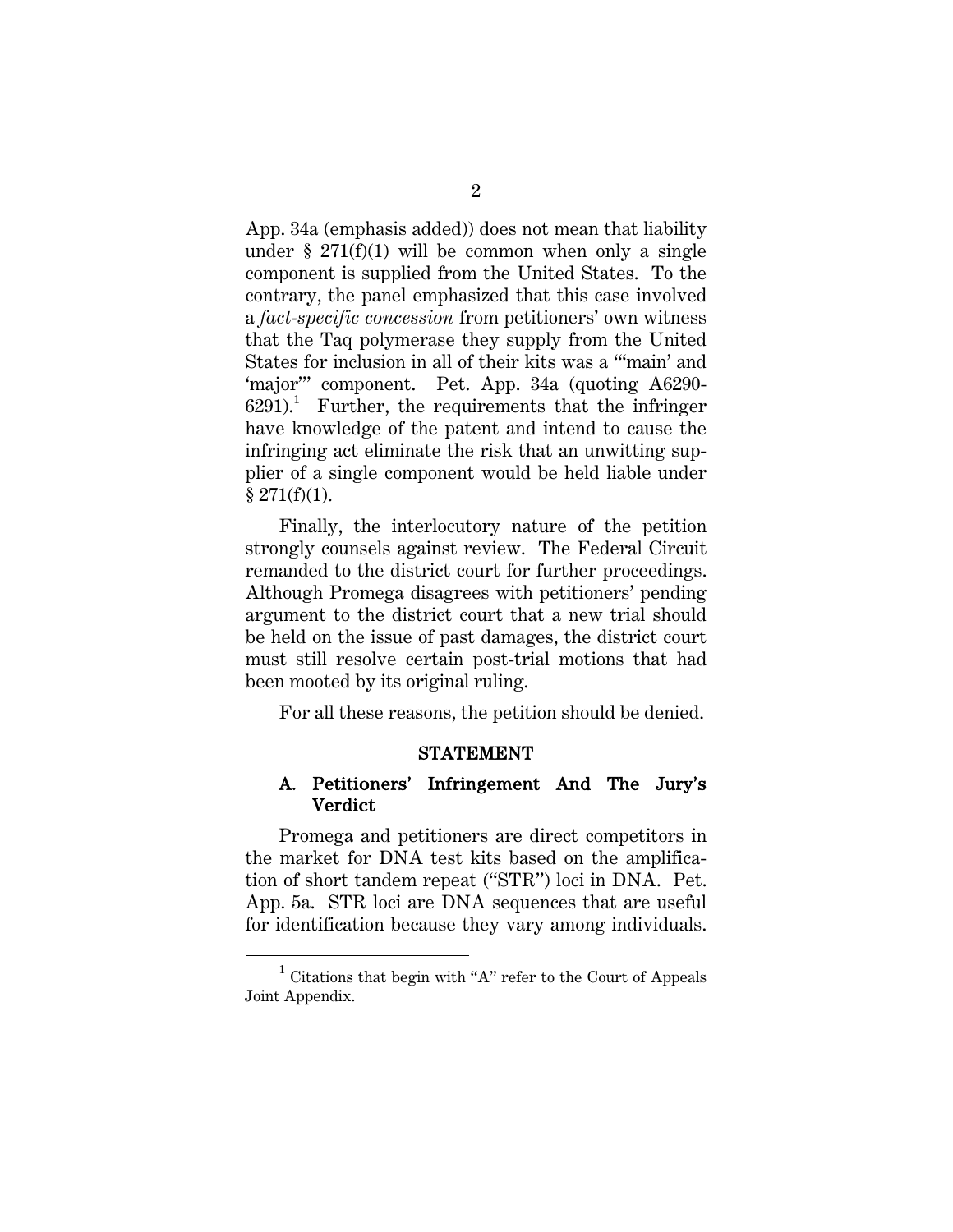App. 34a (emphasis added)) does not mean that liability under § 271(f)(1) will be common when only a single component is supplied from the United States. To the contrary, the panel emphasized that this case involved a *fact-specific concession* from petitioners' own witness that the Taq polymerase they supply from the United States for inclusion in all of their kits was a "'main' and 'major'" component. Pet. App. 34a (quoting A6290-6291).[1] Further, the requirements that the infringer have knowledge of the patent and intend to cause the infringing act eliminate the risk that an unwitting supplier of a single component would be held liable under § 271(f)(1).

Finally, the interlocutory nature of the petition strongly counsels against review. The Federal Circuit remanded to the district court for further proceedings. Although Promega disagrees with petitioners' pending argument to the district court that a new trial should be held on the issue of past damages, the district court must still resolve certain post-trial motions that had been mooted by its original ruling.

For all these reasons, the petition should be denied.

## STATEMENT

### A. Petitioners' Infringement And The Jury's Verdict

Promega and petitioners are direct competitors in the market for DNA test kits based on the amplification of short tandem repeat ("STR") loci in DNA. Pet. App. 5a. STR loci are DNA sequences that are useful for identification because they vary among individuals.

[1] Citations that begin with "A" refer to the Court of Appeals Joint Appendix.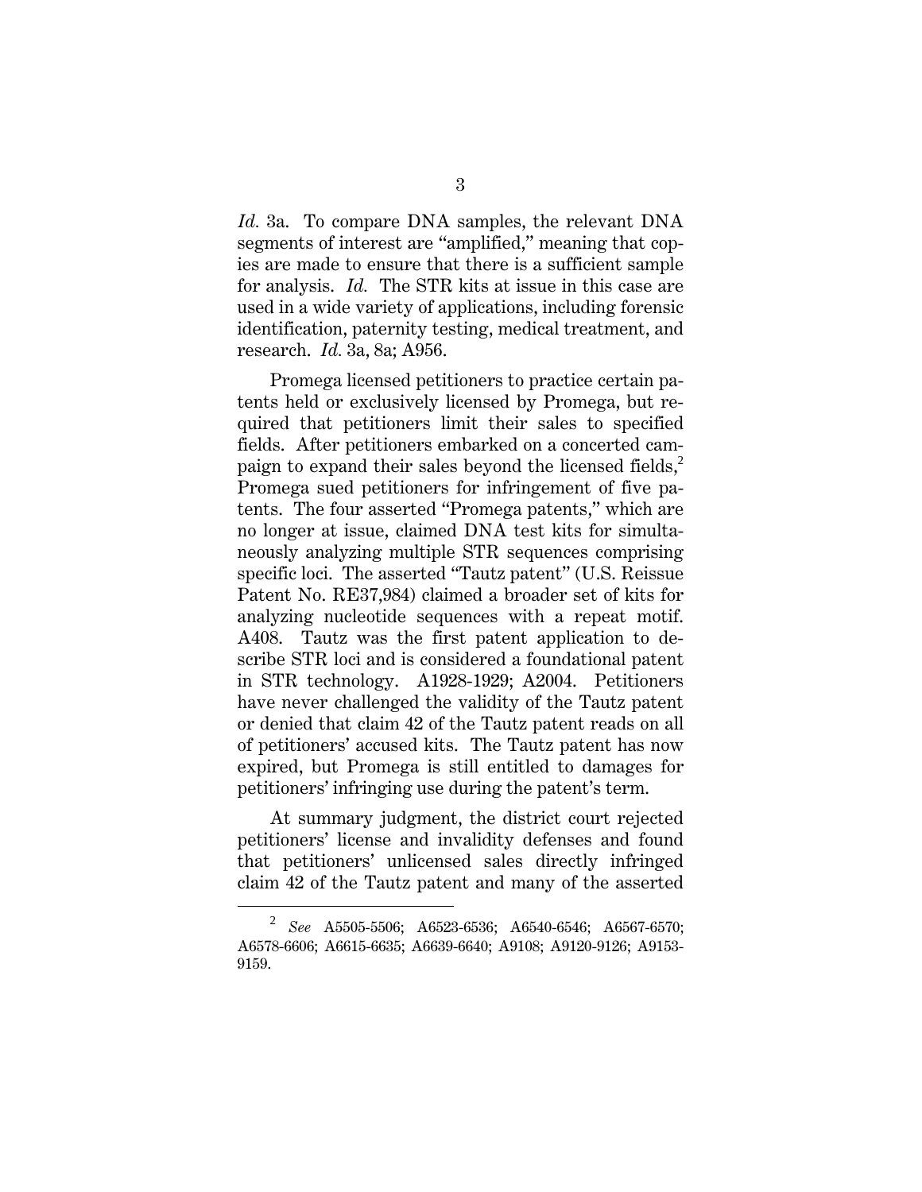*Id.* 3a. To compare DNA samples, the relevant DNA segments of interest are "amplified," meaning that copies are made to ensure that there is a sufficient sample for analysis. *Id.* The STR kits at issue in this case are used in a wide variety of applications, including forensic identification, paternity testing, medical treatment, and research. *Id.* 3a, 8a; A956.

Promega licensed petitioners to practice certain patents held or exclusively licensed by Promega, but required that petitioners limit their sales to specified fields. After petitioners embarked on a concerted campaign to expand their sales beyond the licensed fields,[2] Promega sued petitioners for infringement of five patents. The four asserted "Promega patents," which are no longer at issue, claimed DNA test kits for simultaneously analyzing multiple STR sequences comprising specific loci. The asserted "Tautz patent" (U.S. Reissue Patent No. RE37,984) claimed a broader set of kits for analyzing nucleotide sequences with a repeat motif. A408. Tautz was the first patent application to describe STR loci and is considered a foundational patent in STR technology. A1928-1929; A2004. Petitioners have never challenged the validity of the Tautz patent or denied that claim 42 of the Tautz patent reads on all of petitioners' accused kits. The Tautz patent has now expired, but Promega is still entitled to damages for petitioners' infringing use during the patent's term.

At summary judgment, the district court rejected petitioners' license and invalidity defenses and found that petitioners' unlicensed sales directly infringed claim 42 of the Tautz patent and many of the asserted

---

[2] *See* A5505-5506; A6523-6536; A6540-6546; A6567-6570; A6578-6606; A6615-6635; A6639-6640; A9108; A9120-9126; A9153-9159.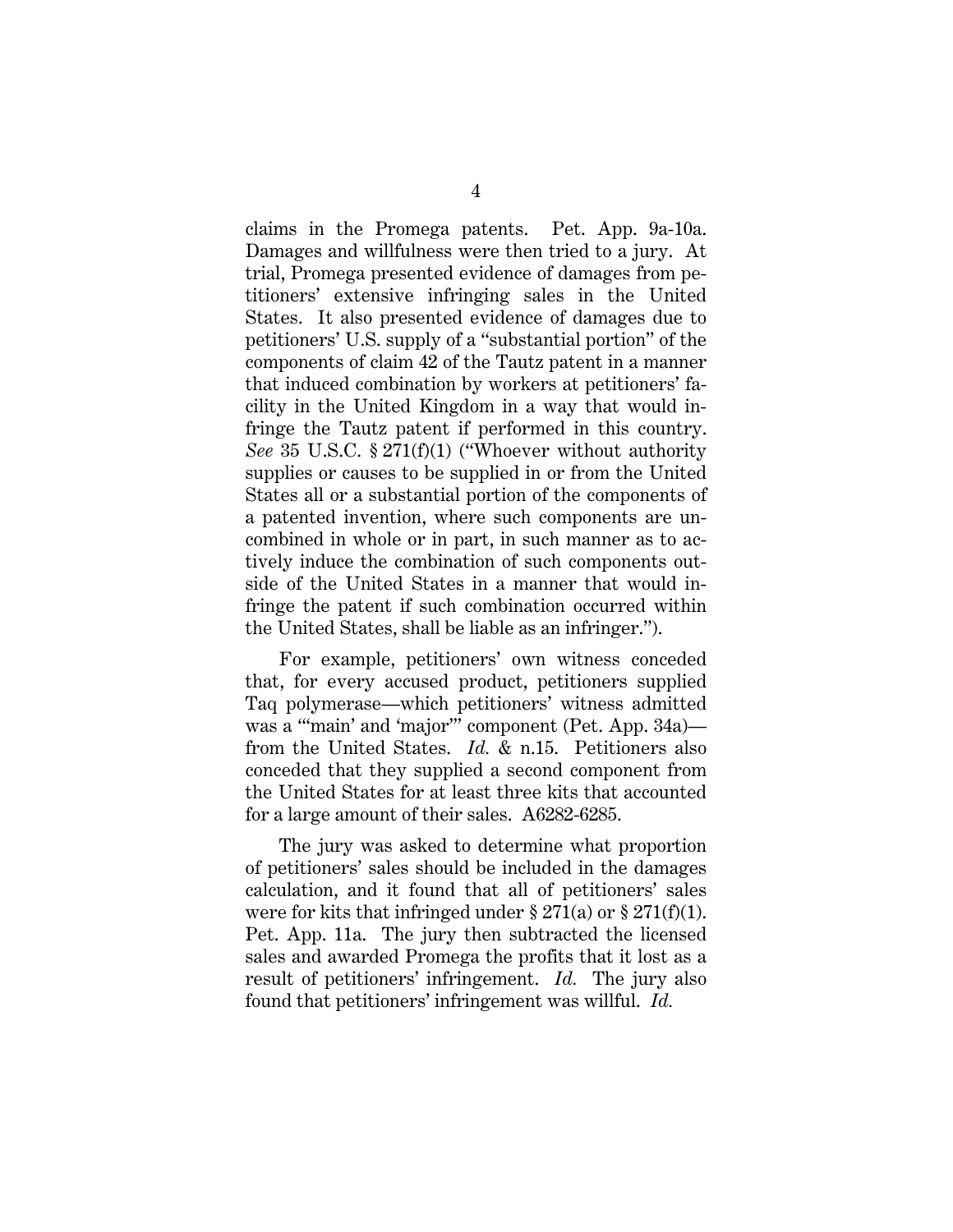claims in the Promega patents. Pet. App. 9a-10a. Damages and willfulness were then tried to a jury. At trial, Promega presented evidence of damages from petitioners' extensive infringing sales in the United States. It also presented evidence of damages due to petitioners' U.S. supply of a "substantial portion" of the components of claim 42 of the Tautz patent in a manner that induced combination by workers at petitioners' facility in the United Kingdom in a way that would infringe the Tautz patent if performed in this country. *See* 35 U.S.C. § 271(f)(1) ("Whoever without authority supplies or causes to be supplied in or from the United States all or a substantial portion of the components of a patented invention, where such components are uncombined in whole or in part, in such manner as to actively induce the combination of such components outside of the United States in a manner that would infringe the patent if such combination occurred within the United States, shall be liable as an infringer.").

For example, petitioners' own witness conceded that, for every accused product, petitioners supplied Taq polymerase—which petitioners' witness admitted was a "'main' and 'major'" component (Pet. App. 34a)—from the United States. *Id.* & n.15. Petitioners also conceded that they supplied a second component from the United States for at least three kits that accounted for a large amount of their sales. A6282-6285.

The jury was asked to determine what proportion of petitioners' sales should be included in the damages calculation, and it found that all of petitioners' sales were for kits that infringed under § 271(a) or § 271(f)(1). Pet. App. 11a. The jury then subtracted the licensed sales and awarded Promega the profits that it lost as a result of petitioners' infringement. *Id.* The jury also found that petitioners' infringement was willful. *Id.*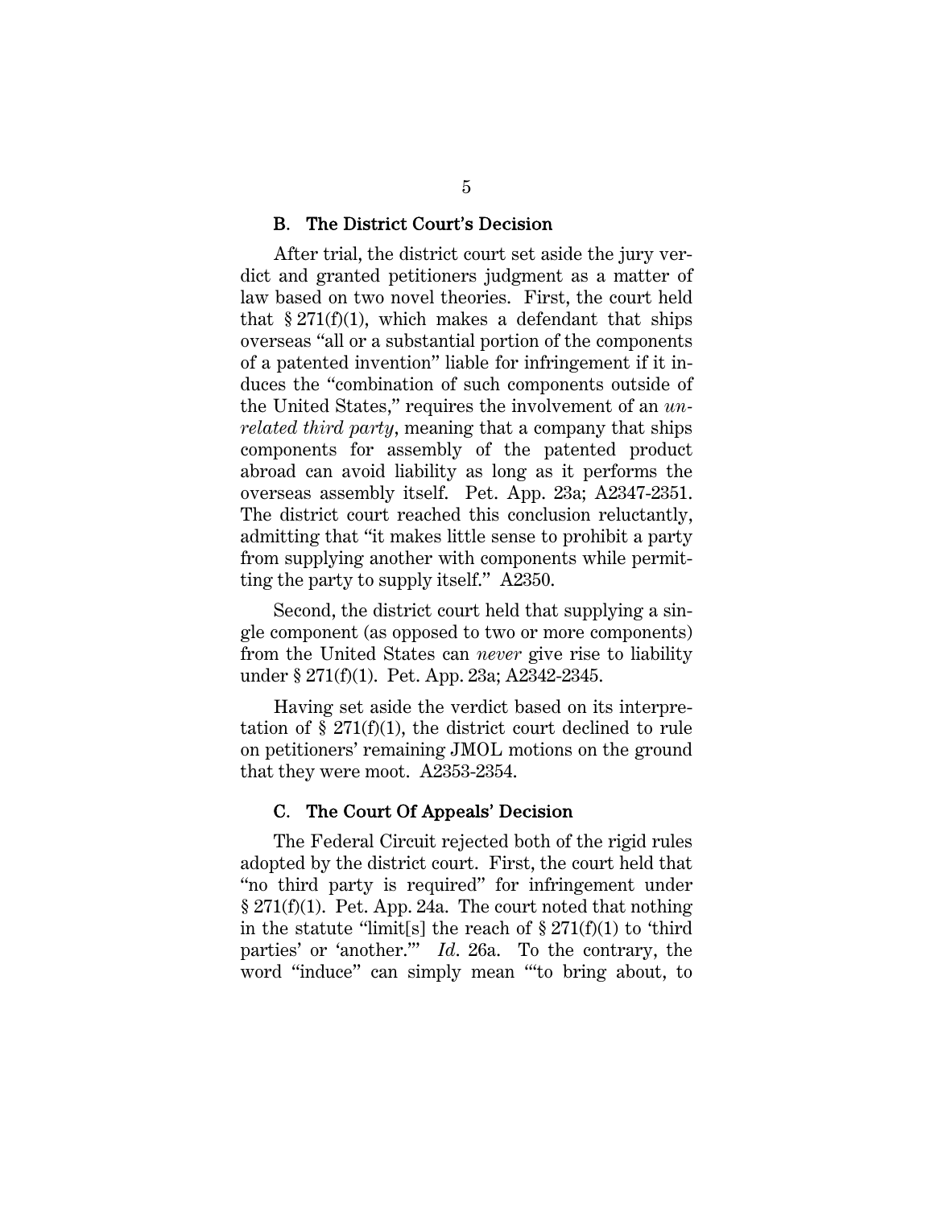### B. The District Court's Decision

After trial, the district court set aside the jury verdict and granted petitioners judgment as a matter of law based on two novel theories. First, the court held that § 271(f)(1), which makes a defendant that ships overseas "all or a substantial portion of the components of a patented invention" liable for infringement if it induces the "combination of such components outside of the United States," requires the involvement of an *unrelated third party*, meaning that a company that ships components for assembly of the patented product abroad can avoid liability as long as it performs the overseas assembly itself. Pet. App. 23a; A2347-2351. The district court reached this conclusion reluctantly, admitting that "it makes little sense to prohibit a party from supplying another with components while permitting the party to supply itself." A2350.

Second, the district court held that supplying a single component (as opposed to two or more components) from the United States can *never* give rise to liability under § 271(f)(1). Pet. App. 23a; A2342-2345.

Having set aside the verdict based on its interpretation of § 271(f)(1), the district court declined to rule on petitioners' remaining JMOL motions on the ground that they were moot. A2353-2354.

### C. The Court Of Appeals' Decision

The Federal Circuit rejected both of the rigid rules adopted by the district court. First, the court held that "no third party is required" for infringement under § 271(f)(1). Pet. App. 24a. The court noted that nothing in the statute "limit[s] the reach of § 271(f)(1) to 'third parties' or 'another.'" *Id.* 26a. To the contrary, the word "induce" can simply mean "'to bring about, to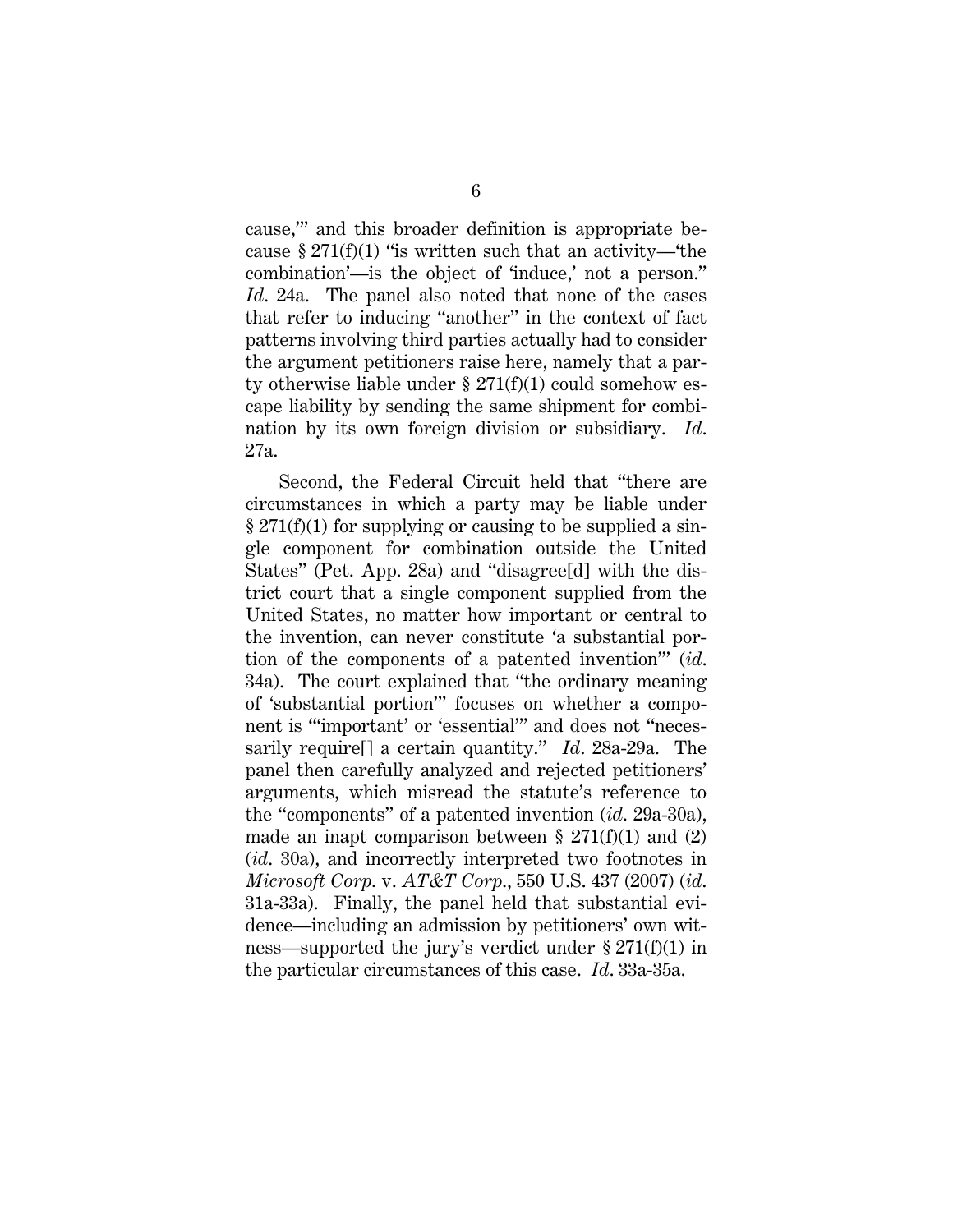cause,'" and this broader definition is appropriate because § 271(f)(1) "is written such that an activity—'the combination'—is the object of 'induce,' not a person." *Id*. 24a. The panel also noted that none of the cases that refer to inducing "another" in the context of fact patterns involving third parties actually had to consider the argument petitioners raise here, namely that a party otherwise liable under § 271(f)(1) could somehow escape liability by sending the same shipment for combination by its own foreign division or subsidiary. *Id*. 27a.

Second, the Federal Circuit held that "there are circumstances in which a party may be liable under § 271(f)(1) for supplying or causing to be supplied a single component for combination outside the United States" (Pet. App. 28a) and "disagree[d] with the district court that a single component supplied from the United States, no matter how important or central to the invention, can never constitute 'a substantial portion of the components of a patented invention'" (*id*. 34a). The court explained that "the ordinary meaning of 'substantial portion'" focuses on whether a component is "'important' or 'essential'" and does not "necessarily require[] a certain quantity." *Id*. 28a-29a. The panel then carefully analyzed and rejected petitioners' arguments, which misread the statute's reference to the "components" of a patented invention (*id*. 29a-30a), made an inapt comparison between § 271(f)(1) and (2) (*id*. 30a), and incorrectly interpreted two footnotes in *Microsoft Corp*. v. *AT&T Corp*., 550 U.S. 437 (2007) (*id*. 31a-33a). Finally, the panel held that substantial evidence—including an admission by petitioners' own witness—supported the jury's verdict under § 271(f)(1) in the particular circumstances of this case. *Id*. 33a-35a.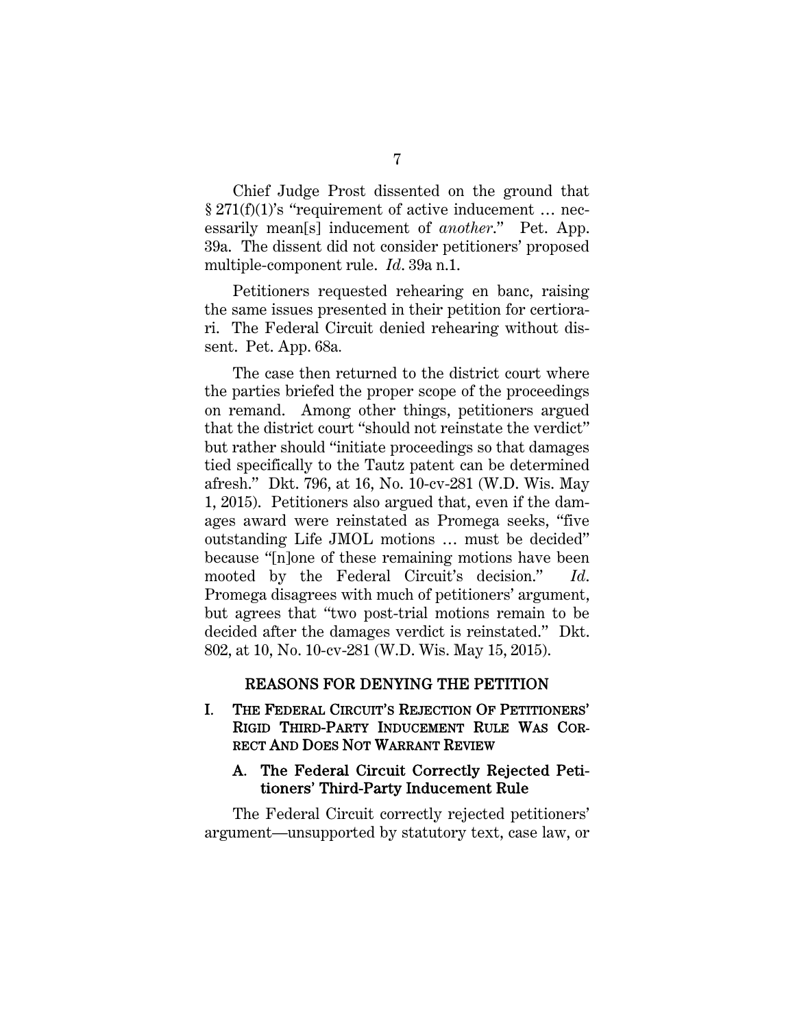Chief Judge Prost dissented on the ground that § 271(f)(1)'s "requirement of active inducement … necessarily mean[s] inducement of *another*." Pet. App. 39a. The dissent did not consider petitioners' proposed multiple-component rule. *Id*. 39a n.1.

Petitioners requested rehearing en banc, raising the same issues presented in their petition for certiorari. The Federal Circuit denied rehearing without dissent. Pet. App. 68a.

The case then returned to the district court where the parties briefed the proper scope of the proceedings on remand. Among other things, petitioners argued that the district court "should not reinstate the verdict" but rather should "initiate proceedings so that damages tied specifically to the Tautz patent can be determined afresh." Dkt. 796, at 16, No. 10-cv-281 (W.D. Wis. May 1, 2015). Petitioners also argued that, even if the damages award were reinstated as Promega seeks, "five outstanding Life JMOL motions … must be decided" because "[n]one of these remaining motions have been mooted by the Federal Circuit's decision." *Id*. Promega disagrees with much of petitioners' argument, but agrees that "two post-trial motions remain to be decided after the damages verdict is reinstated." Dkt. 802, at 10, No. 10-cv-281 (W.D. Wis. May 15, 2015).

## REASONS FOR DENYING THE PETITION

### I. THE FEDERAL CIRCUIT'S REJECTION OF PETITIONERS' RIGID THIRD-PARTY INDUCEMENT RULE WAS CORRECT AND DOES NOT WARRANT REVIEW

#### A. The Federal Circuit Correctly Rejected Petitioners' Third-Party Inducement Rule

The Federal Circuit correctly rejected petitioners' argument—unsupported by statutory text, case law, or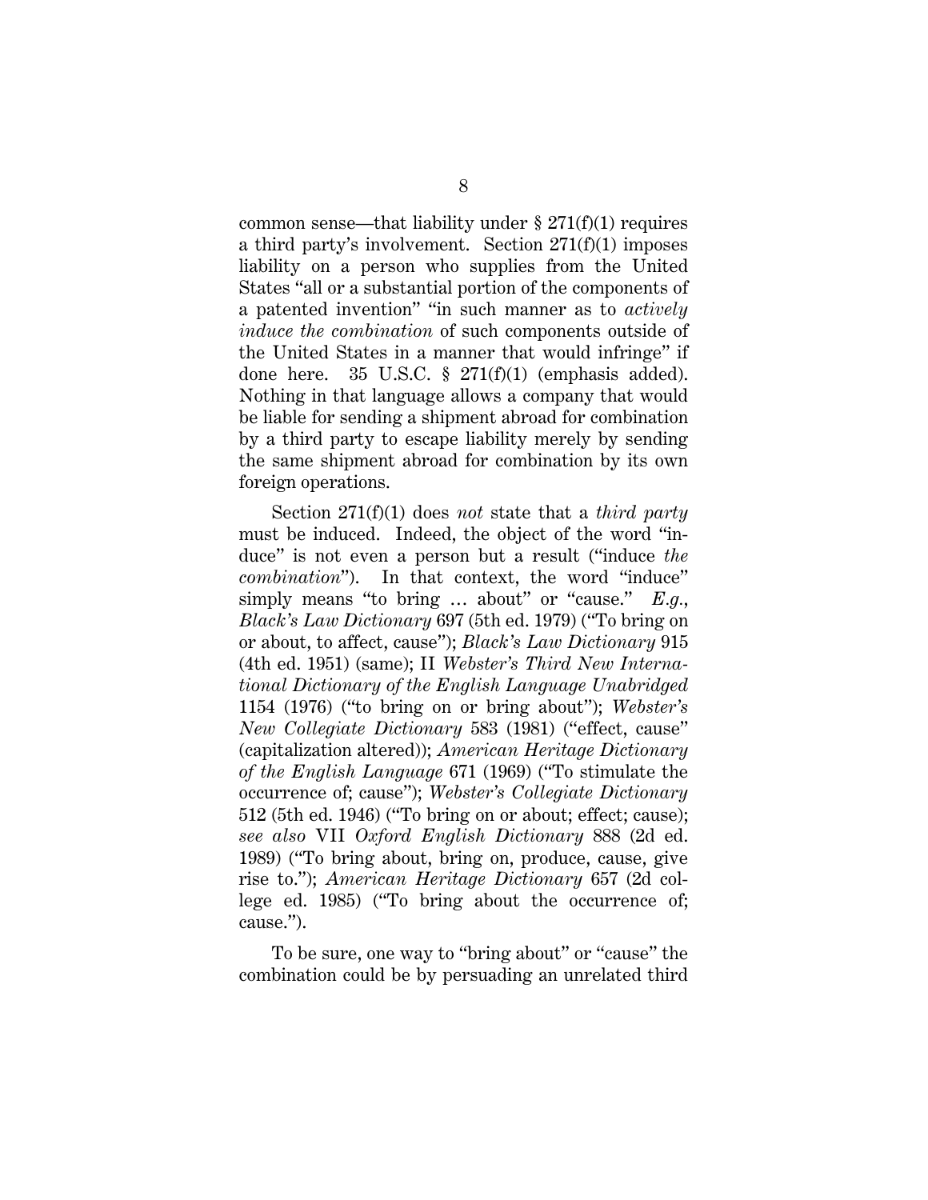common sense—that liability under § 271(f)(1) requires a third party's involvement. Section 271(f)(1) imposes liability on a person who supplies from the United States "all or a substantial portion of the components of a patented invention" "in such manner as to *actively induce the combination* of such components outside of the United States in a manner that would infringe" if done here. 35 U.S.C. § 271(f)(1) (emphasis added). Nothing in that language allows a company that would be liable for sending a shipment abroad for combination by a third party to escape liability merely by sending the same shipment abroad for combination by its own foreign operations.

Section 271(f)(1) does *not* state that a *third party* must be induced. Indeed, the object of the word "induce" is not even a person but a result ("induce *the combination*"). In that context, the word "induce" simply means "to bring … about" or "cause." *E.g.*, *Black's Law Dictionary* 697 (5th ed. 1979) ("To bring on or about, to affect, cause"); *Black's Law Dictionary* 915 (4th ed. 1951) (same); II *Webster's Third New International Dictionary of the English Language Unabridged* 1154 (1976) ("to bring on or bring about"); *Webster's New Collegiate Dictionary* 583 (1981) ("effect, cause" (capitalization altered)); *American Heritage Dictionary of the English Language* 671 (1969) ("To stimulate the occurrence of; cause"); *Webster's Collegiate Dictionary* 512 (5th ed. 1946) ("To bring on or about; effect; cause); *see also* VII *Oxford English Dictionary* 888 (2d ed. 1989) ("To bring about, bring on, produce, cause, give rise to."); *American Heritage Dictionary* 657 (2d college ed. 1985) ("To bring about the occurrence of; cause.").

To be sure, one way to "bring about" or "cause" the combination could be by persuading an unrelated third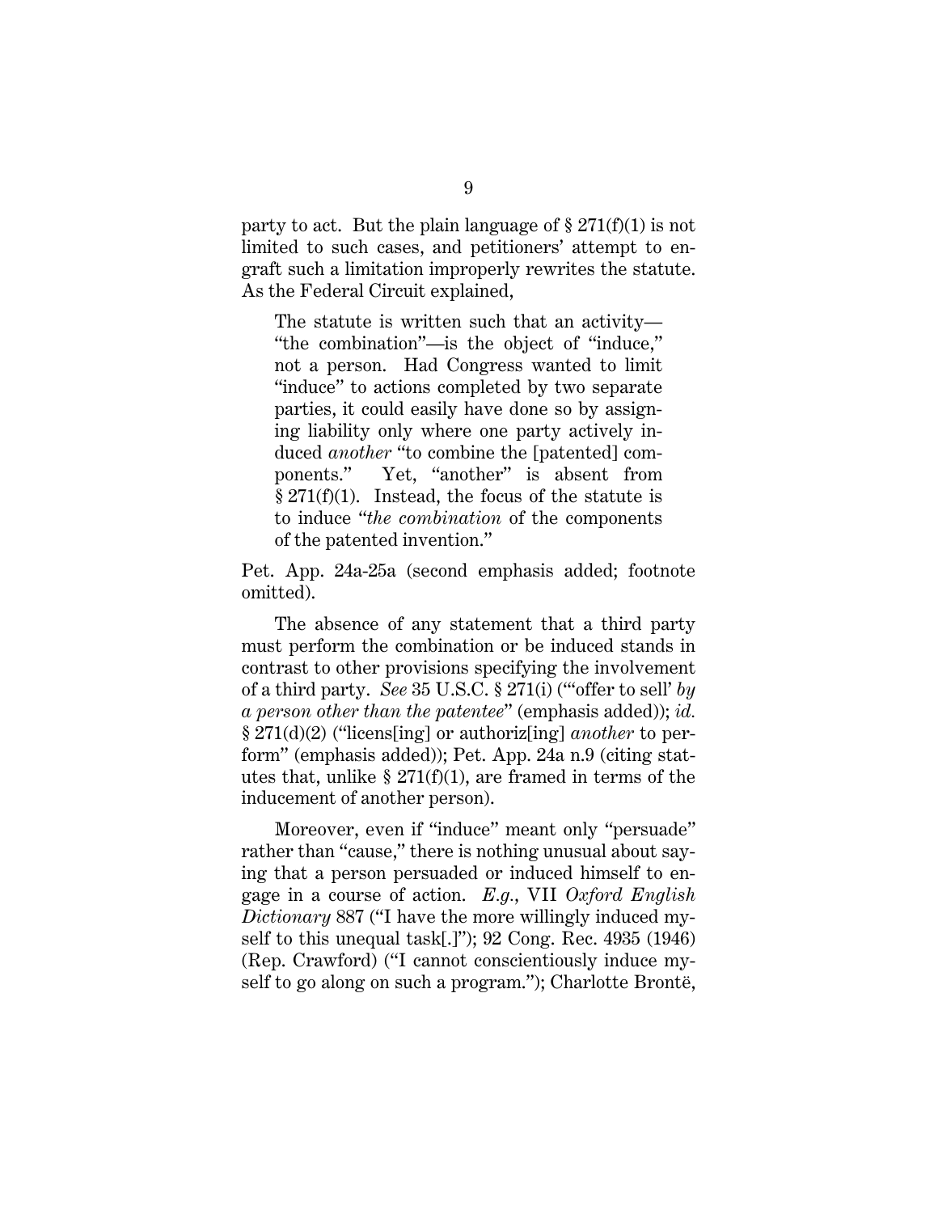party to act. But the plain language of § 271(f)(1) is not limited to such cases, and petitioners' attempt to engraft such a limitation improperly rewrites the statute. As the Federal Circuit explained,

> The statute is written such that an activity—"the combination"—is the object of "induce," not a person. Had Congress wanted to limit "induce" to actions completed by two separate parties, it could easily have done so by assigning liability only where one party actively induced *another* "to combine the [patented] components." Yet, "another" is absent from § 271(f)(1). Instead, the focus of the statute is to induce "*the combination* of the components of the patented invention."

Pet. App. 24a-25a (second emphasis added; footnote omitted).

The absence of any statement that a third party must perform the combination or be induced stands in contrast to other provisions specifying the involvement of a third party. *See* 35 U.S.C. § 271(i) ("'offer to sell' *by a person other than the patentee*" (emphasis added)); *id.* § 271(d)(2) ("licens[ing] or authoriz[ing] *another* to perform" (emphasis added)); Pet. App. 24a n.9 (citing statutes that, unlike § 271(f)(1), are framed in terms of the inducement of another person).

Moreover, even if "induce" meant only "persuade" rather than "cause," there is nothing unusual about saying that a person persuaded or induced himself to engage in a course of action. *E.g.*, VII *Oxford English Dictionary* 887 ("I have the more willingly induced myself to this unequal task[.]"); 92 Cong. Rec. 4935 (1946) (Rep. Crawford) ("I cannot conscientiously induce myself to go along on such a program."); Charlotte Brontë,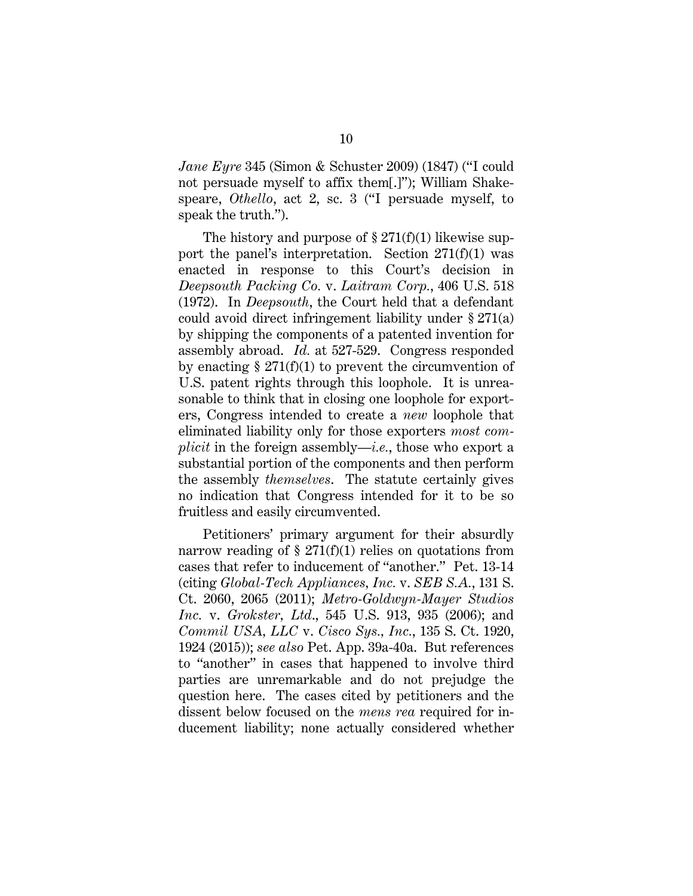*Jane Eyre* 345 (Simon & Schuster 2009) (1847) ("I could not persuade myself to affix them[.]"); William Shakespeare, *Othello*, act 2, sc. 3 ("I persuade myself, to speak the truth.").

The history and purpose of § 271(f)(1) likewise support the panel's interpretation. Section 271(f)(1) was enacted in response to this Court's decision in *Deepsouth Packing Co.* v. *Laitram Corp.*, 406 U.S. 518 (1972). In *Deepsouth*, the Court held that a defendant could avoid direct infringement liability under § 271(a) by shipping the components of a patented invention for assembly abroad. *Id.* at 527-529. Congress responded by enacting § 271(f)(1) to prevent the circumvention of U.S. patent rights through this loophole. It is unreasonable to think that in closing one loophole for exporters, Congress intended to create a *new* loophole that eliminated liability only for those exporters *most complicit* in the foreign assembly—*i.e.*, those who export a substantial portion of the components and then perform the assembly *themselves*. The statute certainly gives no indication that Congress intended for it to be so fruitless and easily circumvented.

Petitioners' primary argument for their absurdly narrow reading of § 271(f)(1) relies on quotations from cases that refer to inducement of "another." Pet. 13-14 (citing *Global-Tech Appliances, Inc.* v. *SEB S.A.*, 131 S. Ct. 2060, 2065 (2011); *Metro-Goldwyn-Mayer Studios Inc.* v. *Grokster, Ltd.*, 545 U.S. 913, 935 (2006); and *Commil USA, LLC* v. *Cisco Sys., Inc.*, 135 S. Ct. 1920, 1924 (2015)); *see also* Pet. App. 39a-40a. But references to "another" in cases that happened to involve third parties are unremarkable and do not prejudge the question here. The cases cited by petitioners and the dissent below focused on the *mens rea* required for inducement liability; none actually considered whether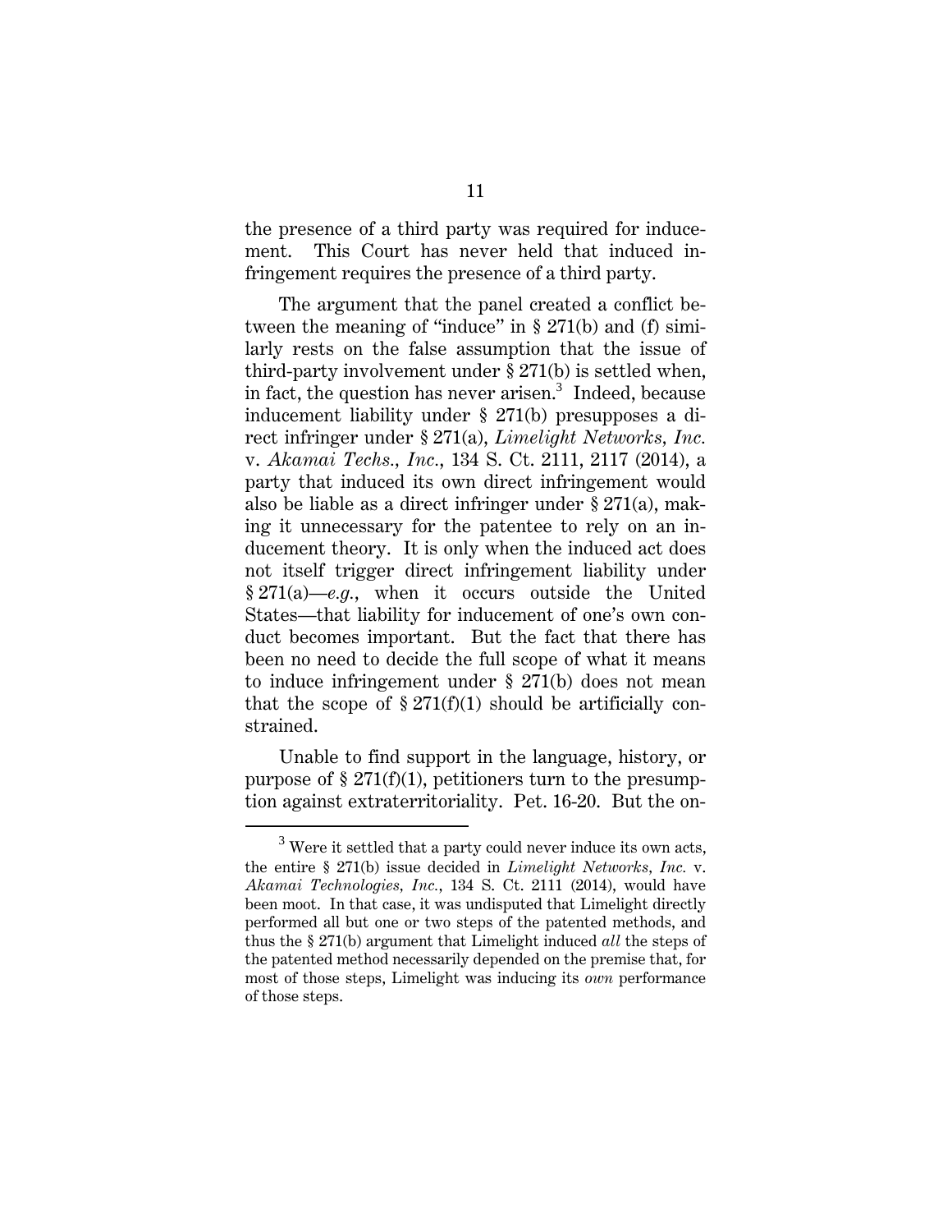the presence of a third party was required for inducement. This Court has never held that induced infringement requires the presence of a third party.

The argument that the panel created a conflict between the meaning of "induce" in § 271(b) and (f) similarly rests on the false assumption that the issue of third-party involvement under § 271(b) is settled when, in fact, the question has never arisen.[3] Indeed, because inducement liability under § 271(b) presupposes a direct infringer under § 271(a), *Limelight Networks, Inc.* v. *Akamai Techs., Inc.*, 134 S. Ct. 2111, 2117 (2014), a party that induced its own direct infringement would also be liable as a direct infringer under § 271(a), making it unnecessary for the patentee to rely on an inducement theory. It is only when the induced act does not itself trigger direct infringement liability under § 271(a)—*e.g.*, when it occurs outside the United States—that liability for inducement of one's own conduct becomes important. But the fact that there has been no need to decide the full scope of what it means to induce infringement under § 271(b) does not mean that the scope of § 271(f)(1) should be artificially constrained.

Unable to find support in the language, history, or purpose of § 271(f)(1), petitioners turn to the presumption against extraterritoriality. Pet. 16-20. But the on-

---

[3] Were it settled that a party could never induce its own acts, the entire § 271(b) issue decided in *Limelight Networks, Inc.* v. *Akamai Technologies, Inc.*, 134 S. Ct. 2111 (2014), would have been moot. In that case, it was undisputed that Limelight directly performed all but one or two steps of the patented methods, and thus the § 271(b) argument that Limelight induced *all* the steps of the patented method necessarily depended on the premise that, for most of those steps, Limelight was inducing its *own* performance of those steps.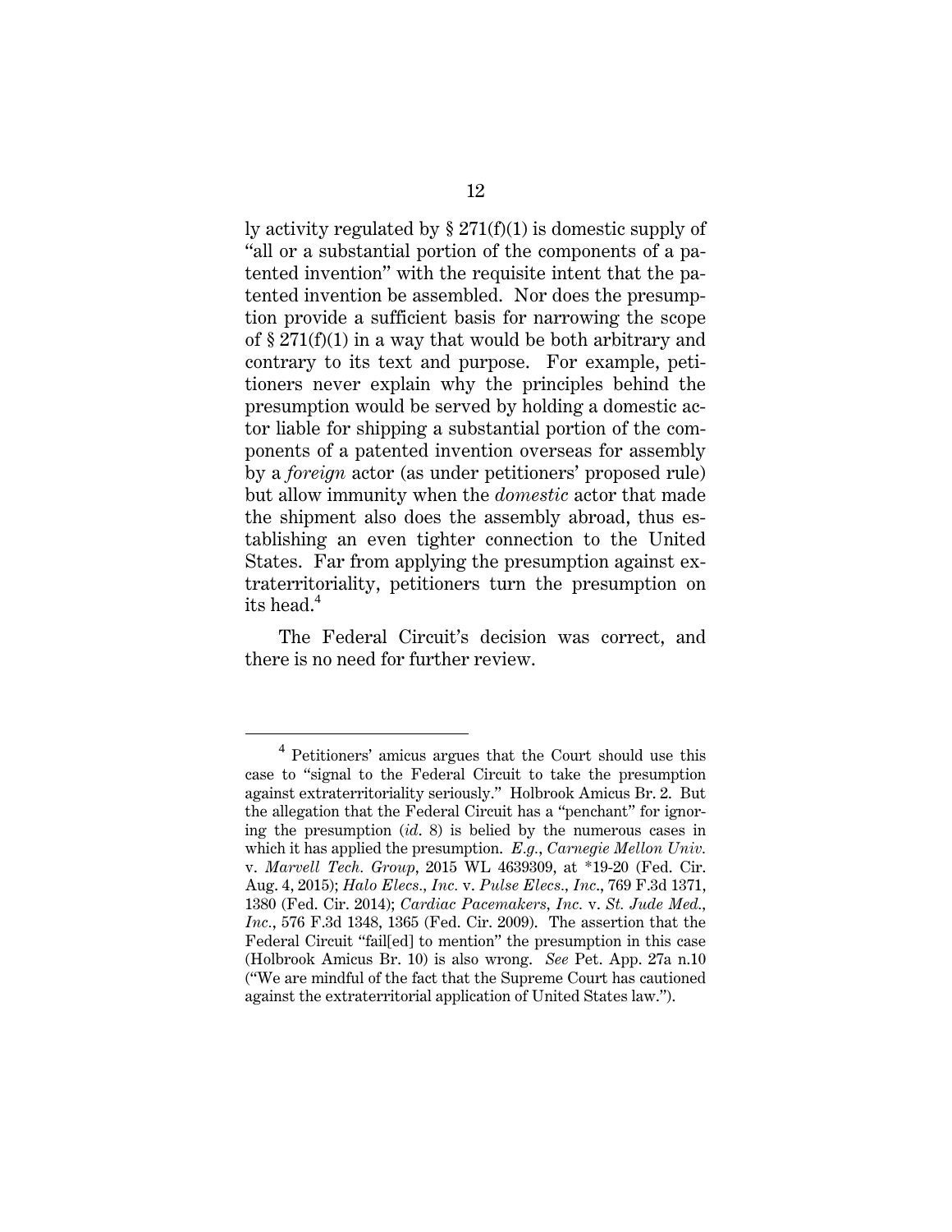ly activity regulated by § 271(f)(1) is domestic supply of "all or a substantial portion of the components of a patented invention" with the requisite intent that the patented invention be assembled. Nor does the presumption provide a sufficient basis for narrowing the scope of § 271(f)(1) in a way that would be both arbitrary and contrary to its text and purpose. For example, petitioners never explain why the principles behind the presumption would be served by holding a domestic actor liable for shipping a substantial portion of the components of a patented invention overseas for assembly by a *foreign* actor (as under petitioners' proposed rule) but allow immunity when the *domestic* actor that made the shipment also does the assembly abroad, thus establishing an even tighter connection to the United States. Far from applying the presumption against extraterritoriality, petitioners turn the presumption on its head.[4]

The Federal Circuit's decision was correct, and there is no need for further review.

---

[4] Petitioners' amicus argues that the Court should use this case to "signal to the Federal Circuit to take the presumption against extraterritoriality seriously." Holbrook Amicus Br. 2. But the allegation that the Federal Circuit has a "penchant" for ignoring the presumption (*id*. 8) is belied by the numerous cases in which it has applied the presumption. *E.g.*, *Carnegie Mellon Univ.* v. *Marvell Tech. Group*, 2015 WL 4639309, at *19-20 (Fed. Cir. Aug. 4, 2015); *Halo Elecs., Inc.* v. *Pulse Elecs., Inc.*, 769 F.3d 1371, 1380 (Fed. Cir. 2014); *Cardiac Pacemakers, Inc.* v. *St. Jude Med., Inc.*, 576 F.3d 1348, 1365 (Fed. Cir. 2009). The assertion that the Federal Circuit "fail[ed] to mention" the presumption in this case (Holbrook Amicus Br. 10) is also wrong. *See* Pet. App. 27a n.10 ("We are mindful of the fact that the Supreme Court has cautioned against the extraterritorial application of United States law.").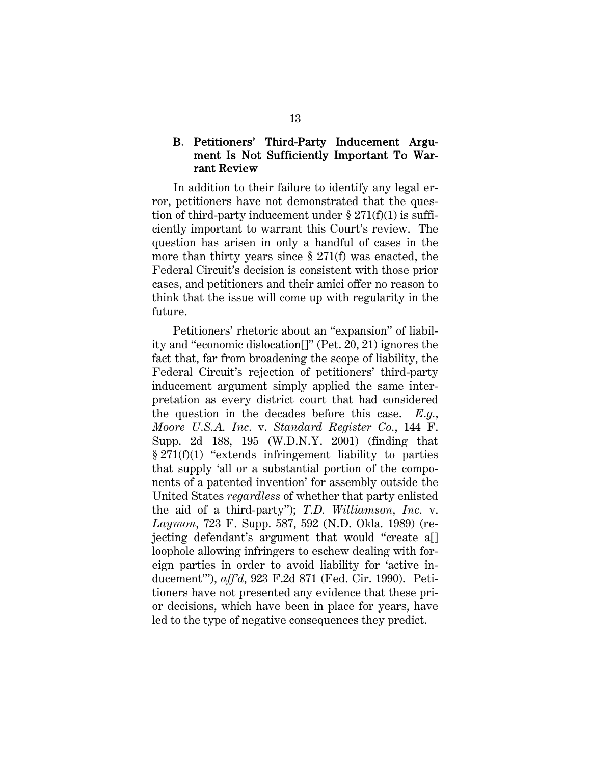### B. Petitioners' Third-Party Inducement Argument Is Not Sufficiently Important To Warrant Review

In addition to their failure to identify any legal error, petitioners have not demonstrated that the question of third-party inducement under § 271(f)(1) is sufficiently important to warrant this Court's review. The question has arisen in only a handful of cases in the more than thirty years since § 271(f) was enacted, the Federal Circuit's decision is consistent with those prior cases, and petitioners and their amici offer no reason to think that the issue will come up with regularity in the future.

Petitioners' rhetoric about an "expansion" of liability and "economic dislocation[]" (Pet. 20, 21) ignores the fact that, far from broadening the scope of liability, the Federal Circuit's rejection of petitioners' third-party inducement argument simply applied the same interpretation as every district court that had considered the question in the decades before this case. *E.g.*, *Moore U.S.A. Inc.* v. *Standard Register Co.*, 144 F. Supp. 2d 188, 195 (W.D.N.Y. 2001) (finding that § 271(f)(1) "extends infringement liability to parties that supply 'all or a substantial portion of the components of a patented invention' for assembly outside the United States *regardless* of whether that party enlisted the aid of a third-party"); *T.D. Williamson, Inc.* v. *Laymon*, 723 F. Supp. 587, 592 (N.D. Okla. 1989) (rejecting defendant's argument that would "create a[] loophole allowing infringers to eschew dealing with foreign parties in order to avoid liability for 'active inducement'"), *aff'd*, 923 F.2d 871 (Fed. Cir. 1990). Petitioners have not presented any evidence that these prior decisions, which have been in place for years, have led to the type of negative consequences they predict.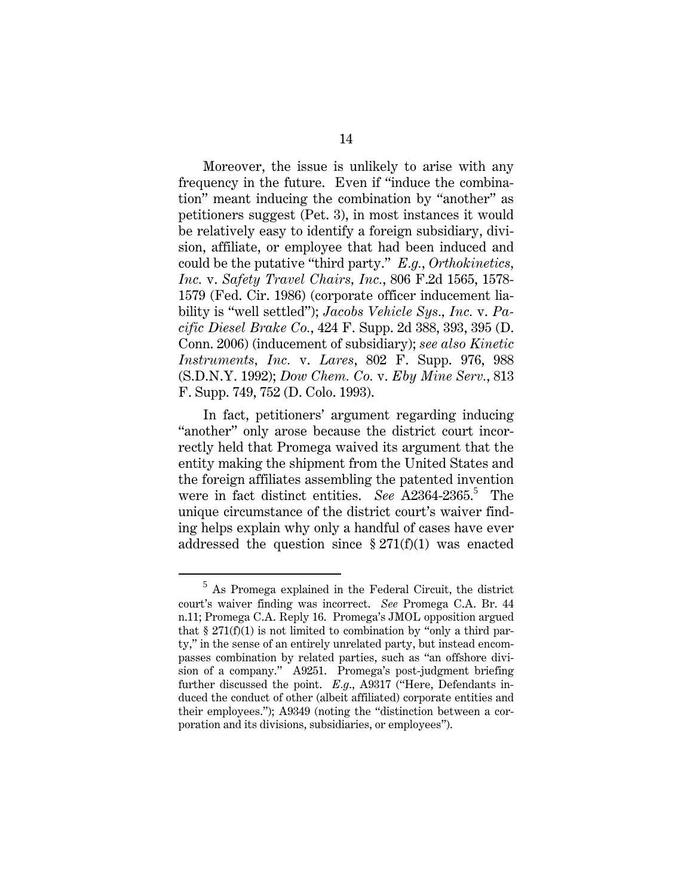Moreover, the issue is unlikely to arise with any frequency in the future. Even if "induce the combination" meant inducing the combination by "another" as petitioners suggest (Pet. 3), in most instances it would be relatively easy to identify a foreign subsidiary, division, affiliate, or employee that had been induced and could be the putative "third party." *E.g.*, *Orthokinetics, Inc.* v. *Safety Travel Chairs, Inc.*, 806 F.2d 1565, 1578-1579 (Fed. Cir. 1986) (corporate officer inducement liability is "well settled"); *Jacobs Vehicle Sys., Inc.* v. *Pacific Diesel Brake Co.*, 424 F. Supp. 2d 388, 393, 395 (D. Conn. 2006) (inducement of subsidiary); *see also Kinetic Instruments, Inc.* v. *Lares*, 802 F. Supp. 976, 988 (S.D.N.Y. 1992); *Dow Chem. Co.* v. *Eby Mine Serv.*, 813 F. Supp. 749, 752 (D. Colo. 1993).

In fact, petitioners' argument regarding inducing "another" only arose because the district court incorrectly held that Promega waived its argument that the entity making the shipment from the United States and the foreign affiliates assembling the patented invention were in fact distinct entities. *See* A2364-2365.[5] The unique circumstance of the district court's waiver finding helps explain why only a handful of cases have ever addressed the question since § 271(f)(1) was enacted

[5] As Promega explained in the Federal Circuit, the district court's waiver finding was incorrect. *See* Promega C.A. Br. 44 n.11; Promega C.A. Reply 16. Promega's JMOL opposition argued that § 271(f)(1) is not limited to combination by "only a third party," in the sense of an entirely unrelated party, but instead encompasses combination by related parties, such as "an offshore division of a company." A9251. Promega's post-judgment briefing further discussed the point. *E.g.*, A9317 ("Here, Defendants induced the conduct of other (albeit affiliated) corporate entities and their employees."); A9349 (noting the "distinction between a corporation and its divisions, subsidiaries, or employees").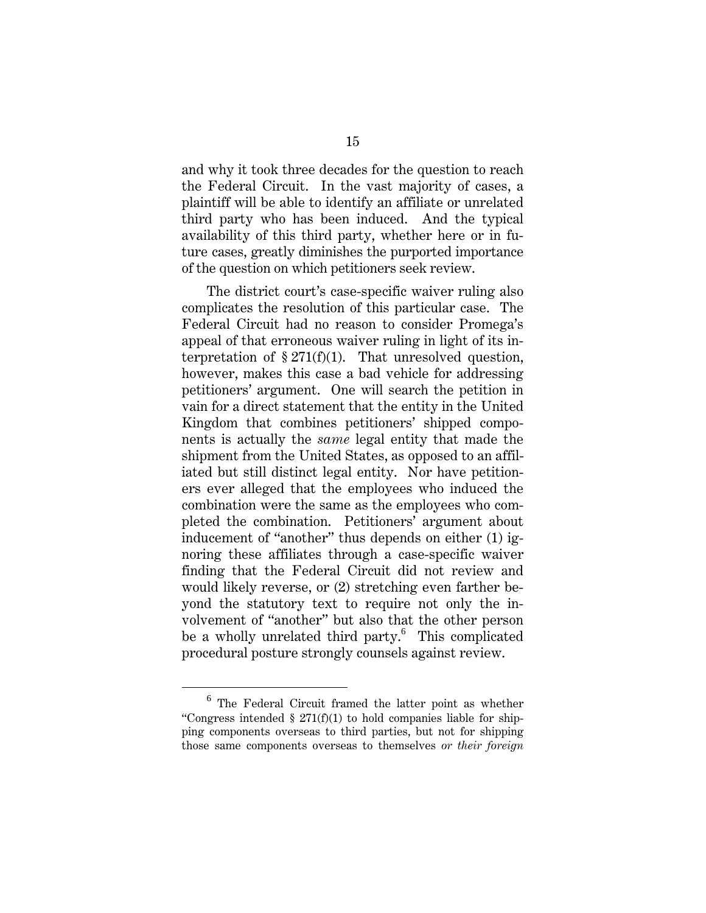and why it took three decades for the question to reach the Federal Circuit. In the vast majority of cases, a plaintiff will be able to identify an affiliate or unrelated third party who has been induced. And the typical availability of this third party, whether here or in future cases, greatly diminishes the purported importance of the question on which petitioners seek review.

The district court's case-specific waiver ruling also complicates the resolution of this particular case. The Federal Circuit had no reason to consider Promega's appeal of that erroneous waiver ruling in light of its interpretation of § 271(f)(1). That unresolved question, however, makes this case a bad vehicle for addressing petitioners' argument. One will search the petition in vain for a direct statement that the entity in the United Kingdom that combines petitioners' shipped components is actually the *same* legal entity that made the shipment from the United States, as opposed to an affiliated but still distinct legal entity. Nor have petitioners ever alleged that the employees who induced the combination were the same as the employees who completed the combination. Petitioners' argument about inducement of "another" thus depends on either (1) ignoring these affiliates through a case-specific waiver finding that the Federal Circuit did not review and would likely reverse, or (2) stretching even farther beyond the statutory text to require not only the involvement of "another" but also that the other person be a wholly unrelated third party.[6] This complicated procedural posture strongly counsels against review.

---

[6] The Federal Circuit framed the latter point as whether "Congress intended § 271(f)(1) to hold companies liable for shipping components overseas to third parties, but not for shipping those same components overseas to themselves *or their foreign*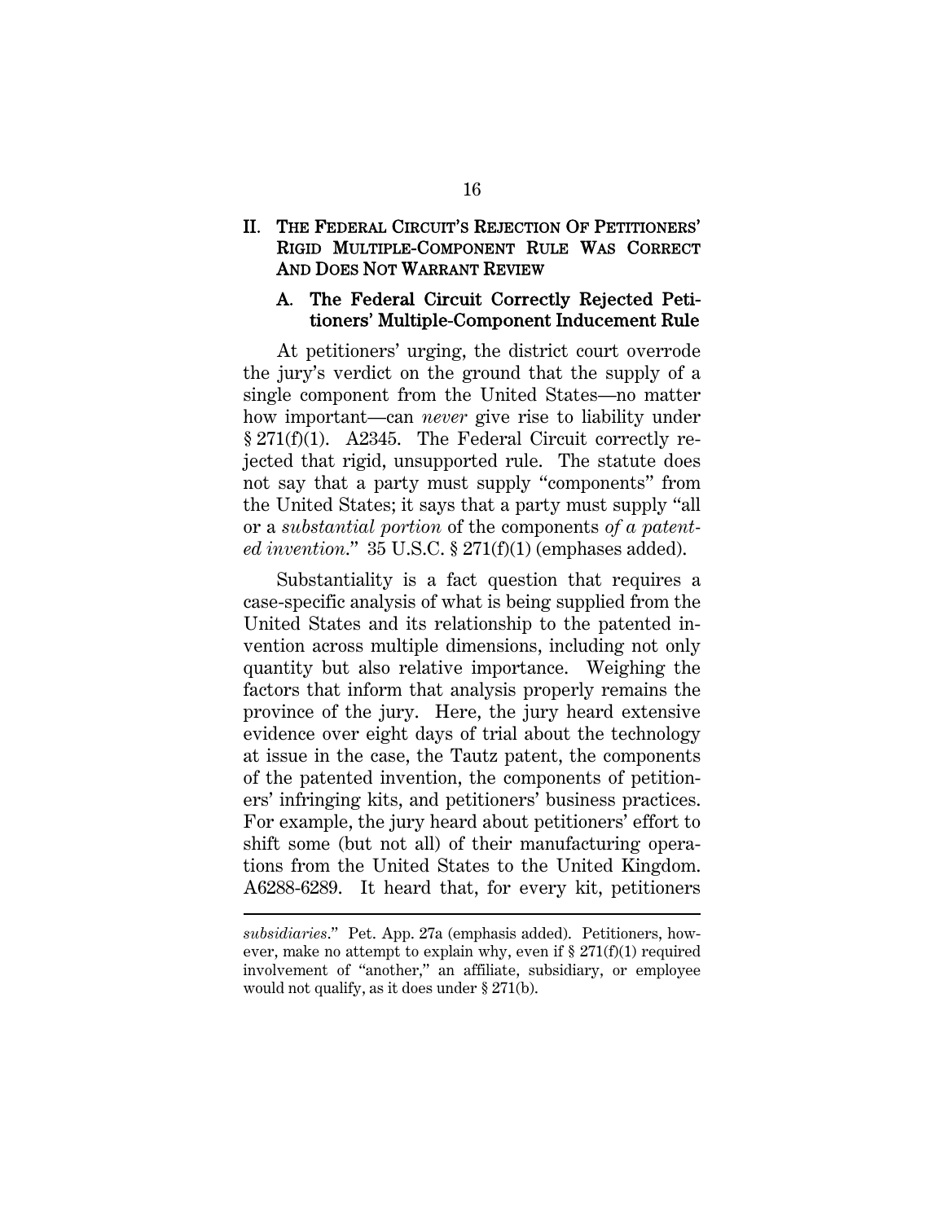## II. THE FEDERAL CIRCUIT'S REJECTION OF PETITIONERS' RIGID MULTIPLE-COMPONENT RULE WAS CORRECT AND DOES NOT WARRANT REVIEW

### A. The Federal Circuit Correctly Rejected Petitioners' Multiple-Component Inducement Rule

At petitioners' urging, the district court overrode the jury's verdict on the ground that the supply of a single component from the United States—no matter how important—can *never* give rise to liability under § 271(f)(1). A2345. The Federal Circuit correctly rejected that rigid, unsupported rule. The statute does not say that a party must supply "components" from the United States; it says that a party must supply "all or a *substantial portion* of the components *of a patented invention*." 35 U.S.C. § 271(f)(1) (emphases added).

Substantiality is a fact question that requires a case-specific analysis of what is being supplied from the United States and its relationship to the patented invention across multiple dimensions, including not only quantity but also relative importance. Weighing the factors that inform that analysis properly remains the province of the jury. Here, the jury heard extensive evidence over eight days of trial about the technology at issue in the case, the Tautz patent, the components of the patented invention, the components of petitioners' infringing kits, and petitioners' business practices. For example, the jury heard about petitioners' effort to shift some (but not all) of their manufacturing operations from the United States to the United Kingdom. A6288-6289. It heard that, for every kit, petitioners

---

*subsidiaries*." Pet. App. 27a (emphasis added). Petitioners, however, make no attempt to explain why, even if § 271(f)(1) required involvement of "another," an affiliate, subsidiary, or employee would not qualify, as it does under § 271(b).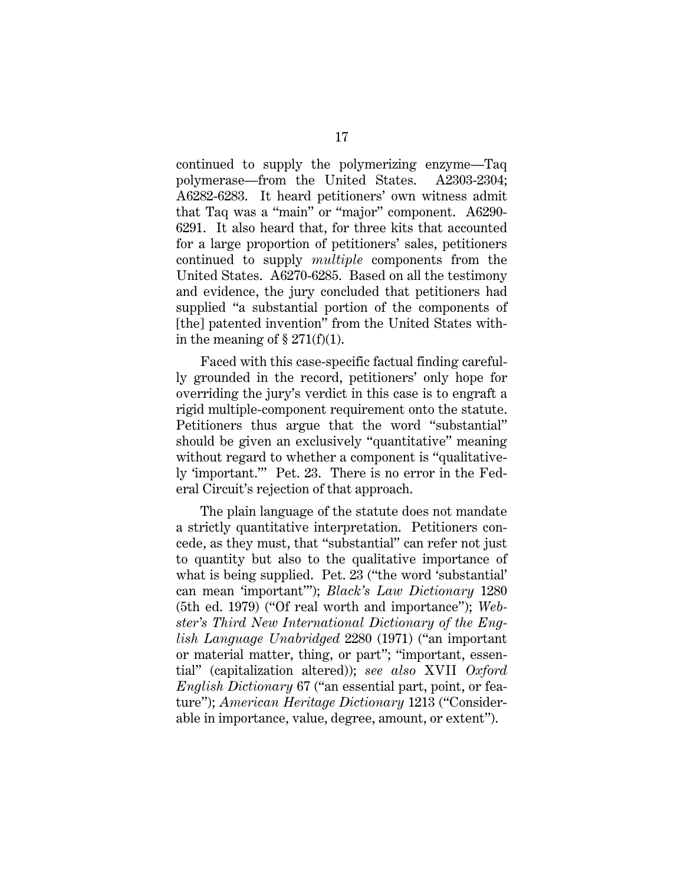continued to supply the polymerizing enzyme—Taq polymerase—from the United States. A2303-2304; A6282-6283. It heard petitioners' own witness admit that Taq was a "main" or "major" component. A6290-6291. It also heard that, for three kits that accounted for a large proportion of petitioners' sales, petitioners continued to supply *multiple* components from the United States. A6270-6285. Based on all the testimony and evidence, the jury concluded that petitioners had supplied "a substantial portion of the components of [the] patented invention" from the United States within the meaning of § 271(f)(1).

Faced with this case-specific factual finding carefully grounded in the record, petitioners' only hope for overriding the jury's verdict in this case is to engraft a rigid multiple-component requirement onto the statute. Petitioners thus argue that the word "substantial" should be given an exclusively "quantitative" meaning without regard to whether a component is "qualitatively 'important.'" Pet. 23. There is no error in the Federal Circuit's rejection of that approach.

The plain language of the statute does not mandate a strictly quantitative interpretation. Petitioners concede, as they must, that "substantial" can refer not just to quantity but also to the qualitative importance of what is being supplied. Pet. 23 ("the word 'substantial' can mean 'important'"); *Black's Law Dictionary* 1280 (5th ed. 1979) ("Of real worth and importance"); *Webster's Third New International Dictionary of the English Language Unabridged* 2280 (1971) ("an important or material matter, thing, or part"; "important, essential" (capitalization altered)); *see also* XVII *Oxford English Dictionary* 67 ("an essential part, point, or feature"); *American Heritage Dictionary* 1213 ("Considerable in importance, value, degree, amount, or extent").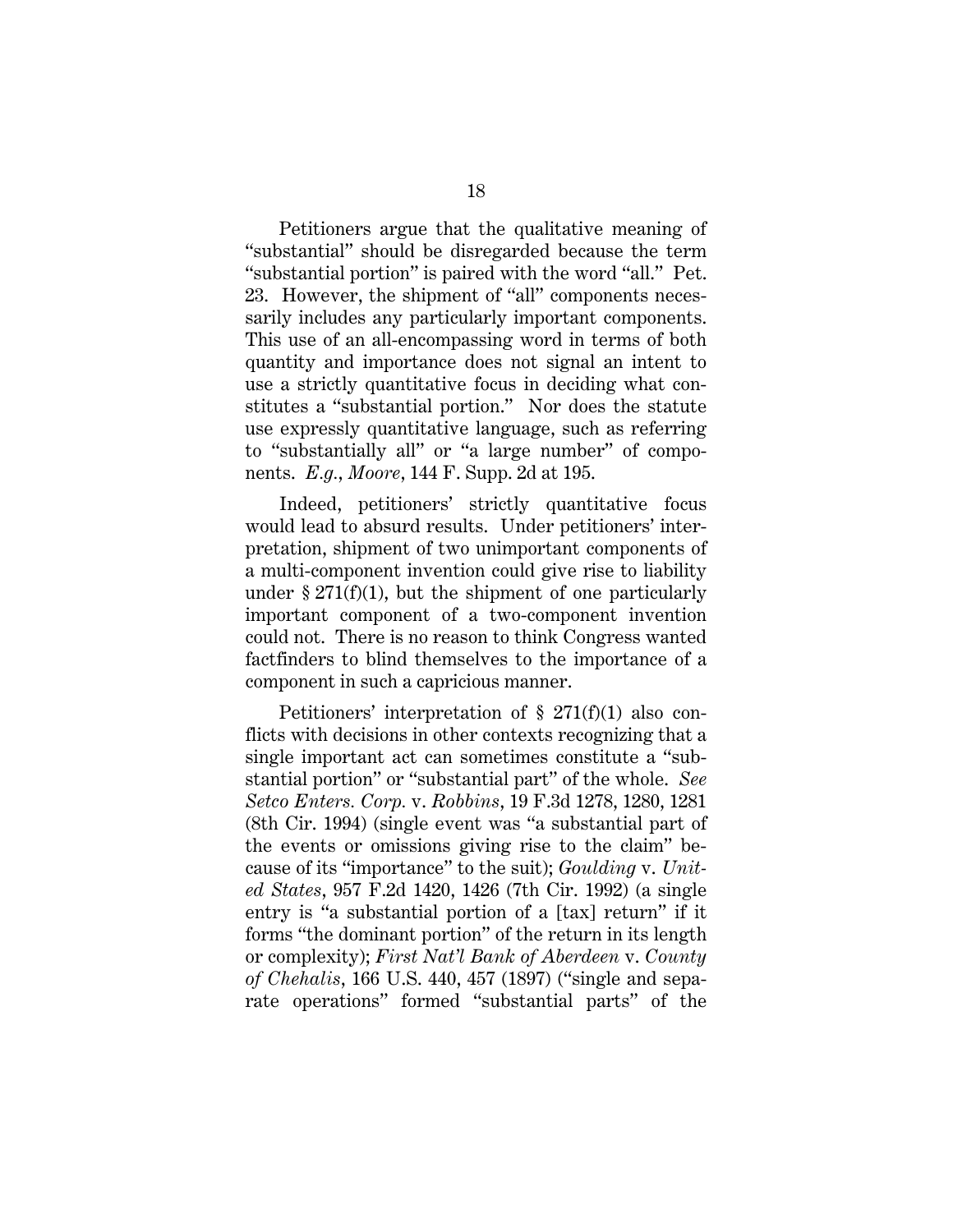Petitioners argue that the qualitative meaning of "substantial" should be disregarded because the term "substantial portion" is paired with the word "all." Pet. 23. However, the shipment of "all" components necessarily includes any particularly important components. This use of an all-encompassing word in terms of both quantity and importance does not signal an intent to use a strictly quantitative focus in deciding what constitutes a "substantial portion." Nor does the statute use expressly quantitative language, such as referring to "substantially all" or "a large number" of components. *E.g.*, *Moore*, 144 F. Supp. 2d at 195.

Indeed, petitioners' strictly quantitative focus would lead to absurd results. Under petitioners' interpretation, shipment of two unimportant components of a multi-component invention could give rise to liability under § 271(f)(1), but the shipment of one particularly important component of a two-component invention could not. There is no reason to think Congress wanted factfinders to blind themselves to the importance of a component in such a capricious manner.

Petitioners' interpretation of § 271(f)(1) also conflicts with decisions in other contexts recognizing that a single important act can sometimes constitute a "substantial portion" or "substantial part" of the whole. *See Setco Enters. Corp.* v. *Robbins*, 19 F.3d 1278, 1280, 1281 (8th Cir. 1994) (single event was "a substantial part of the events or omissions giving rise to the claim" because of its "importance" to the suit); *Goulding* v. *United States*, 957 F.2d 1420, 1426 (7th Cir. 1992) (a single entry is "a substantial portion of a [tax] return" if it forms "the dominant portion" of the return in its length or complexity); *First Nat'l Bank of Aberdeen* v. *County of Chehalis*, 166 U.S. 440, 457 (1897) ("single and separate operations" formed "substantial parts" of the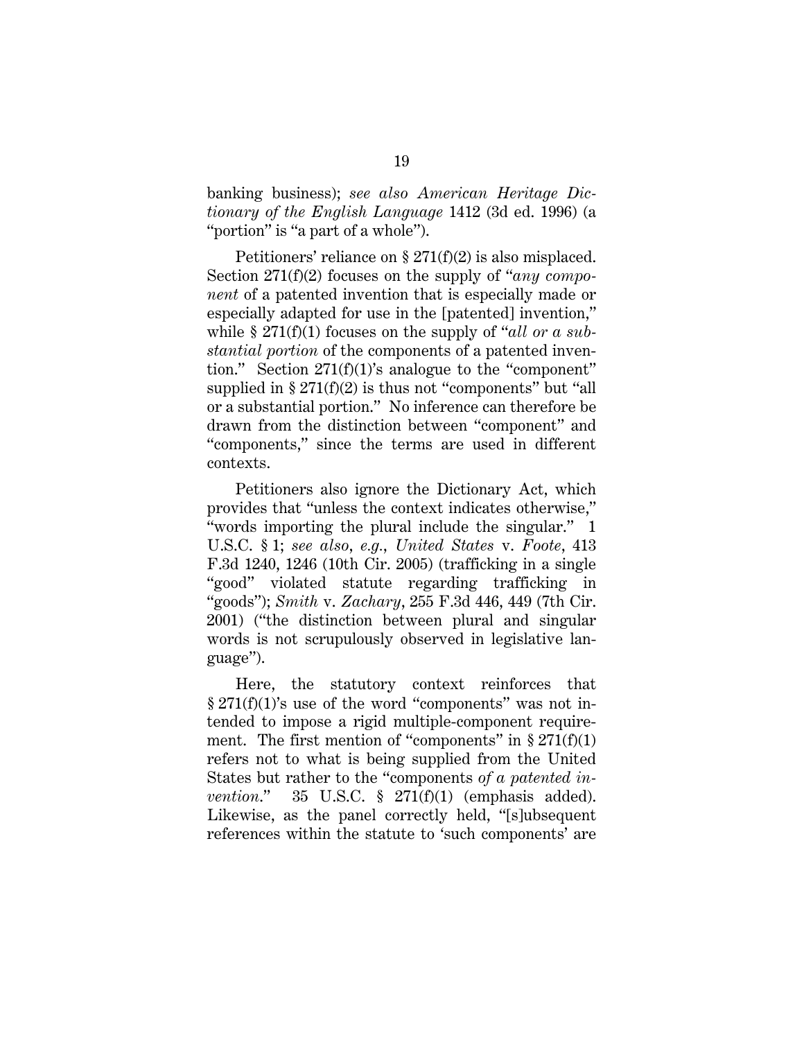banking business); *see also American Heritage Dictionary of the English Language* 1412 (3d ed. 1996) (a "portion" is "a part of a whole").

Petitioners' reliance on § 271(f)(2) is also misplaced. Section 271(f)(2) focuses on the supply of "*any component* of a patented invention that is especially made or especially adapted for use in the [patented] invention," while § 271(f)(1) focuses on the supply of "*all or a substantial portion* of the components of a patented invention." Section 271(f)(1)'s analogue to the "component" supplied in § 271(f)(2) is thus not "components" but "all or a substantial portion." No inference can therefore be drawn from the distinction between "component" and "components," since the terms are used in different contexts.

Petitioners also ignore the Dictionary Act, which provides that "unless the context indicates otherwise," "words importing the plural include the singular." 1 U.S.C. § 1; *see also*, *e.g.*, *United States* v. *Foote*, 413 F.3d 1240, 1246 (10th Cir. 2005) (trafficking in a single "good" violated statute regarding trafficking in "goods"); *Smith* v. *Zachary*, 255 F.3d 446, 449 (7th Cir. 2001) ("the distinction between plural and singular words is not scrupulously observed in legislative language").

Here, the statutory context reinforces that § 271(f)(1)'s use of the word "components" was not intended to impose a rigid multiple-component requirement. The first mention of "components" in § 271(f)(1) refers not to what is being supplied from the United States but rather to the "components *of a patented invention*." 35 U.S.C. § 271(f)(1) (emphasis added). Likewise, as the panel correctly held, "[s]ubsequent references within the statute to 'such components' are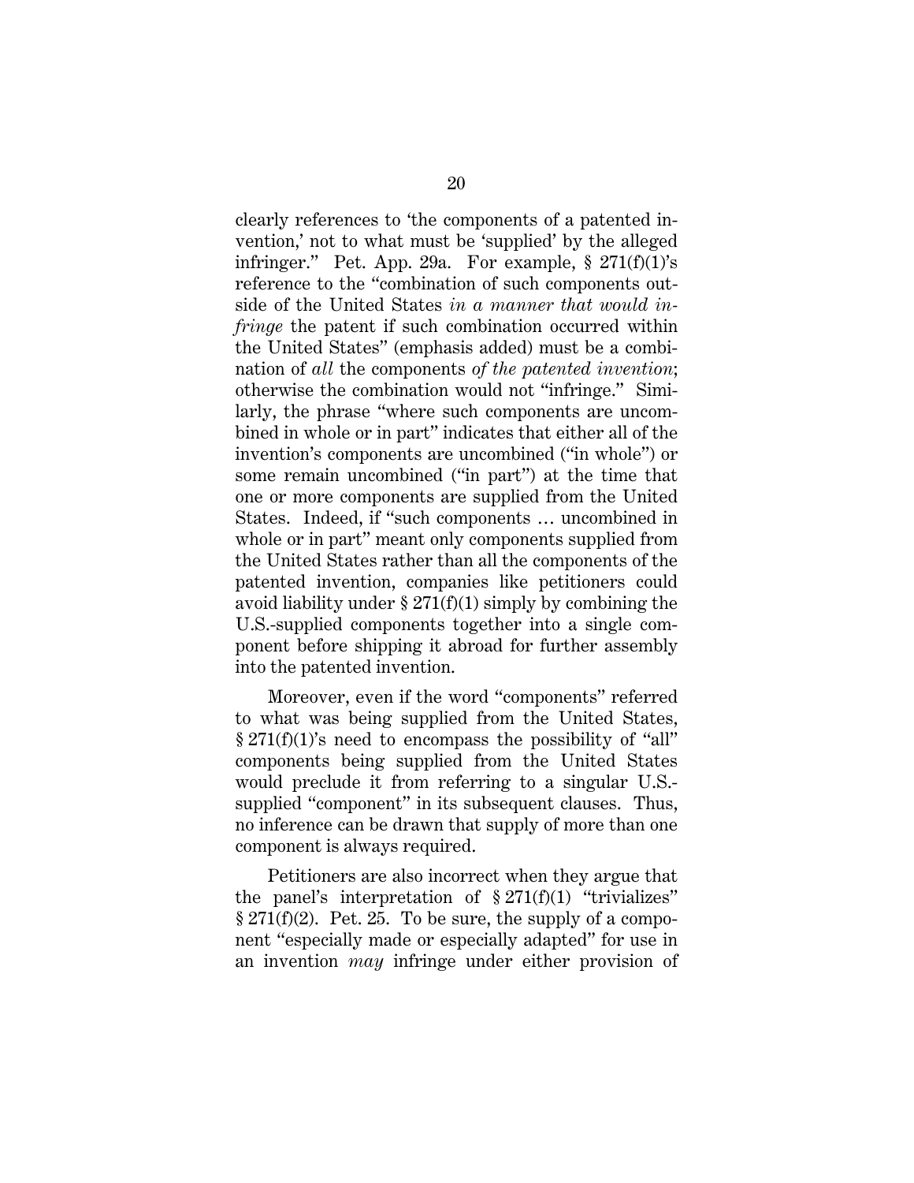clearly references to 'the components of a patented invention,' not to what must be 'supplied' by the alleged infringer." Pet. App. 29a. For example, § 271(f)(1)'s reference to the "combination of such components outside of the United States *in a manner that would infringe* the patent if such combination occurred within the United States" (emphasis added) must be a combination of *all* the components *of the patented invention*; otherwise the combination would not "infringe." Similarly, the phrase "where such components are uncombined in whole or in part" indicates that either all of the invention's components are uncombined ("in whole") or some remain uncombined ("in part") at the time that one or more components are supplied from the United States. Indeed, if "such components … uncombined in whole or in part" meant only components supplied from the United States rather than all the components of the patented invention, companies like petitioners could avoid liability under § 271(f)(1) simply by combining the U.S.-supplied components together into a single component before shipping it abroad for further assembly into the patented invention.

Moreover, even if the word "components" referred to what was being supplied from the United States, § 271(f)(1)'s need to encompass the possibility of "all" components being supplied from the United States would preclude it from referring to a singular U.S.-supplied "component" in its subsequent clauses. Thus, no inference can be drawn that supply of more than one component is always required.

Petitioners are also incorrect when they argue that the panel's interpretation of § 271(f)(1) "trivializes" § 271(f)(2). Pet. 25. To be sure, the supply of a component "especially made or especially adapted" for use in an invention *may* infringe under either provision of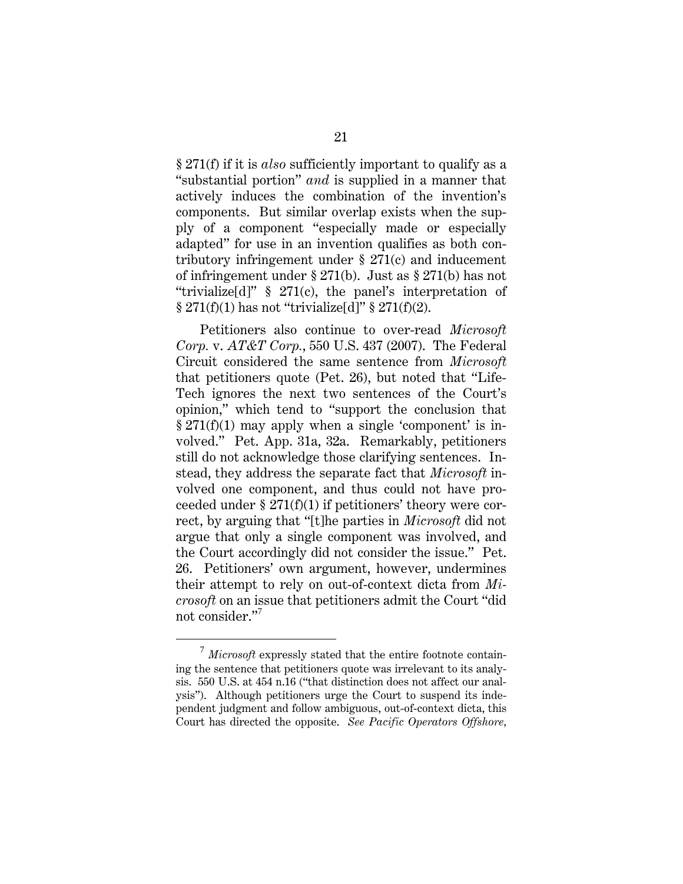§ 271(f) if it is *also* sufficiently important to qualify as a "substantial portion" *and* is supplied in a manner that actively induces the combination of the invention's components. But similar overlap exists when the supply of a component "especially made or especially adapted" for use in an invention qualifies as both contributory infringement under § 271(c) and inducement of infringement under § 271(b). Just as § 271(b) has not "trivialize[d]" § 271(c), the panel's interpretation of § 271(f)(1) has not "trivialize[d]" § 271(f)(2).

Petitioners also continue to over-read *Microsoft Corp.* v. *AT&T Corp.*, 550 U.S. 437 (2007). The Federal Circuit considered the same sentence from *Microsoft* that petitioners quote (Pet. 26), but noted that "Life-Tech ignores the next two sentences of the Court's opinion," which tend to "support the conclusion that § 271(f)(1) may apply when a single 'component' is involved." Pet. App. 31a, 32a. Remarkably, petitioners still do not acknowledge those clarifying sentences. Instead, they address the separate fact that *Microsoft* involved one component, and thus could not have proceeded under § 271(f)(1) if petitioners' theory were correct, by arguing that "[t]he parties in *Microsoft* did not argue that only a single component was involved, and the Court accordingly did not consider the issue." Pet. 26. Petitioners' own argument, however, undermines their attempt to rely on out-of-context dicta from *Microsoft* on an issue that petitioners admit the Court "did not consider."[7]

---

[7] *Microsoft* expressly stated that the entire footnote containing the sentence that petitioners quote was irrelevant to its analysis. 550 U.S. at 454 n.16 ("that distinction does not affect our analysis"). Although petitioners urge the Court to suspend its independent judgment and follow ambiguous, out-of-context dicta, this Court has directed the opposite. *See Pacific Operators Offshore*,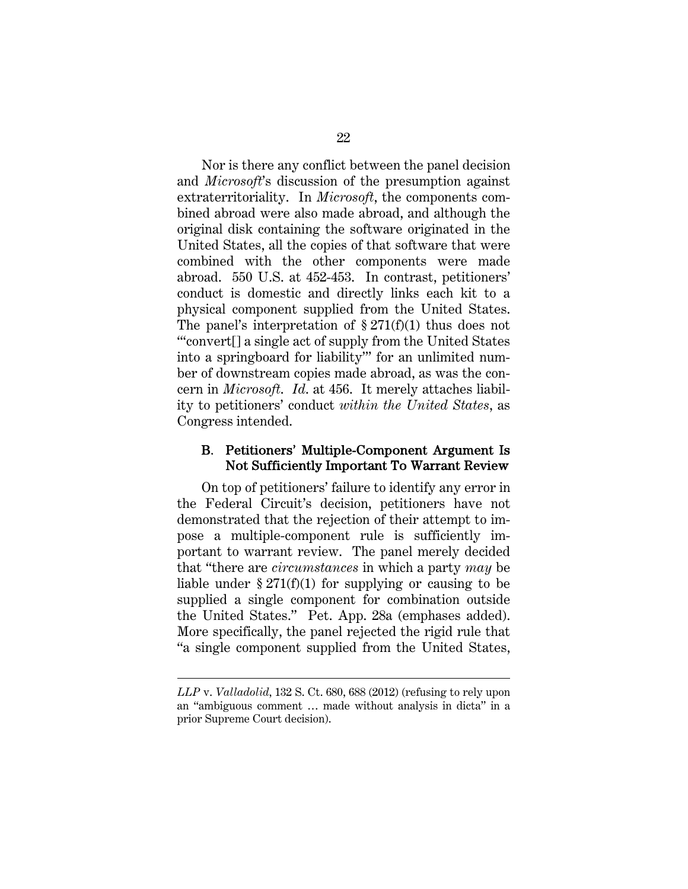Nor is there any conflict between the panel decision and *Microsoft*'s discussion of the presumption against extraterritoriality. In *Microsoft*, the components combined abroad were also made abroad, and although the original disk containing the software originated in the United States, all the copies of that software that were combined with the other components were made abroad. 550 U.S. at 452-453. In contrast, petitioners' conduct is domestic and directly links each kit to a physical component supplied from the United States. The panel's interpretation of § 271(f)(1) thus does not "'convert[] a single act of supply from the United States into a springboard for liability'" for an unlimited number of downstream copies made abroad, as was the concern in *Microsoft*. *Id.* at 456. It merely attaches liability to petitioners' conduct *within the United States*, as Congress intended.

### B. Petitioners' Multiple-Component Argument Is Not Sufficiently Important To Warrant Review

On top of petitioners' failure to identify any error in the Federal Circuit's decision, petitioners have not demonstrated that the rejection of their attempt to impose a multiple-component rule is sufficiently important to warrant review. The panel merely decided that "there are *circumstances* in which a party *may* be liable under § 271(f)(1) for supplying or causing to be supplied a single component for combination outside the United States." Pet. App. 28a (emphases added). More specifically, the panel rejected the rigid rule that "a single component supplied from the United States,

---

*LLP* v. *Valladolid*, 132 S. Ct. 680, 688 (2012) (refusing to rely upon an "ambiguous comment … made without analysis in dicta" in a prior Supreme Court decision).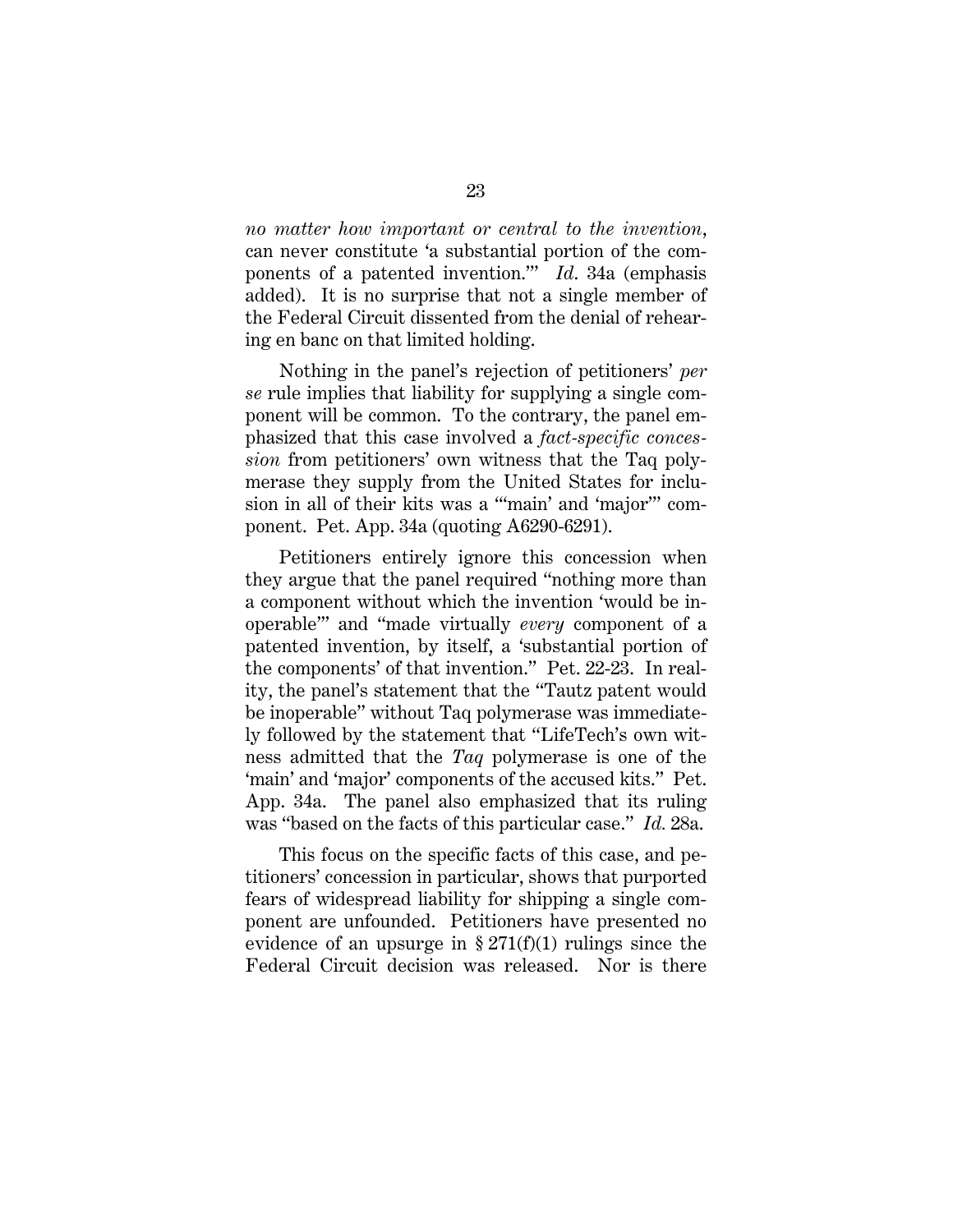*no matter how important or central to the invention*, can never constitute 'a substantial portion of the components of a patented invention.'" *Id.* 34a (emphasis added). It is no surprise that not a single member of the Federal Circuit dissented from the denial of rehearing en banc on that limited holding.

Nothing in the panel's rejection of petitioners' *per se* rule implies that liability for supplying a single component will be common. To the contrary, the panel emphasized that this case involved a *fact-specific concession* from petitioners' own witness that the Taq polymerase they supply from the United States for inclusion in all of their kits was a "'main' and 'major'" component. Pet. App. 34a (quoting A6290-6291).

Petitioners entirely ignore this concession when they argue that the panel required "nothing more than a component without which the invention 'would be inoperable'" and "made virtually *every* component of a patented invention, by itself, a 'substantial portion of the components' of that invention." Pet. 22-23. In reality, the panel's statement that the "Tautz patent would be inoperable" without Taq polymerase was immediately followed by the statement that "LifeTech's own witness admitted that the *Taq* polymerase is one of the 'main' and 'major' components of the accused kits." Pet. App. 34a. The panel also emphasized that its ruling was "based on the facts of this particular case." *Id.* 28a.

This focus on the specific facts of this case, and petitioners' concession in particular, shows that purported fears of widespread liability for shipping a single component are unfounded. Petitioners have presented no evidence of an upsurge in § 271(f)(1) rulings since the Federal Circuit decision was released. Nor is there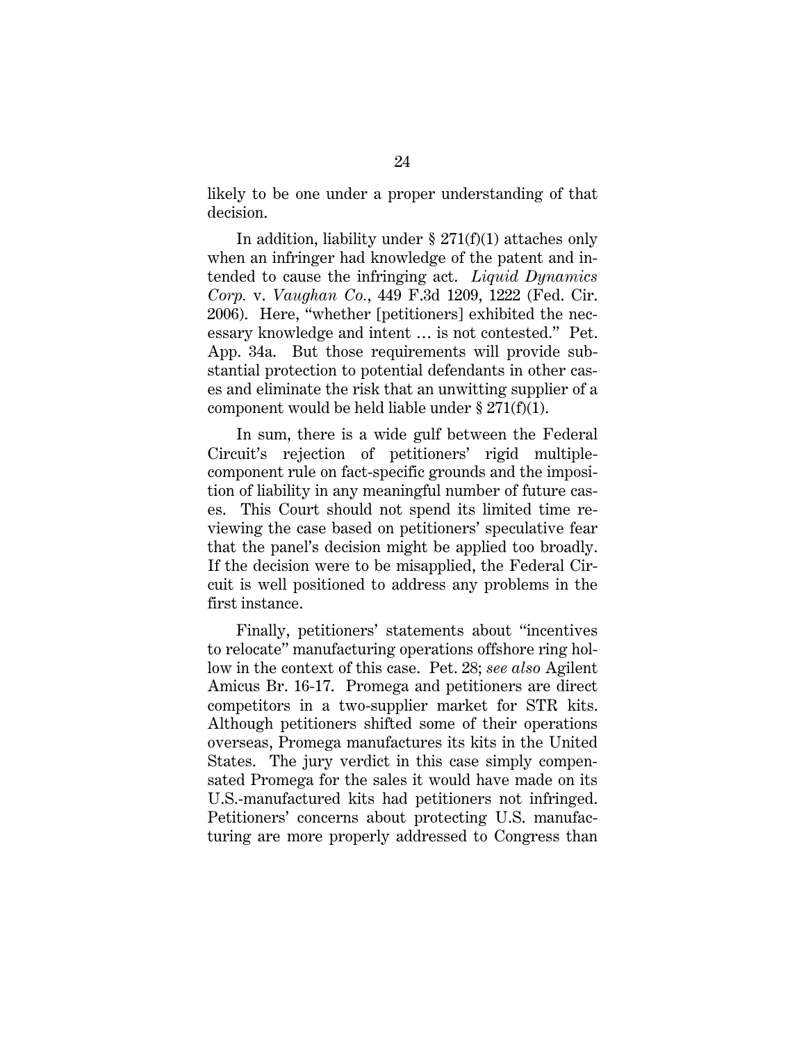likely to be one under a proper understanding of that decision.

In addition, liability under § 271(f)(1) attaches only when an infringer had knowledge of the patent and intended to cause the infringing act. *Liquid Dynamics Corp.* v. *Vaughan Co.*, 449 F.3d 1209, 1222 (Fed. Cir. 2006). Here, "whether [petitioners] exhibited the necessary knowledge and intent … is not contested." Pet. App. 34a. But those requirements will provide substantial protection to potential defendants in other cases and eliminate the risk that an unwitting supplier of a component would be held liable under § 271(f)(1).

In sum, there is a wide gulf between the Federal Circuit's rejection of petitioners' rigid multiple-component rule on fact-specific grounds and the imposition of liability in any meaningful number of future cases. This Court should not spend its limited time reviewing the case based on petitioners' speculative fear that the panel's decision might be applied too broadly. If the decision were to be misapplied, the Federal Circuit is well positioned to address any problems in the first instance.

Finally, petitioners' statements about "incentives to relocate" manufacturing operations offshore ring hollow in the context of this case. Pet. 28; *see also* Agilent Amicus Br. 16-17. Promega and petitioners are direct competitors in a two-supplier market for STR kits. Although petitioners shifted some of their operations overseas, Promega manufactures its kits in the United States. The jury verdict in this case simply compensated Promega for the sales it would have made on its U.S.-manufactured kits had petitioners not infringed. Petitioners' concerns about protecting U.S. manufacturing are more properly addressed to Congress than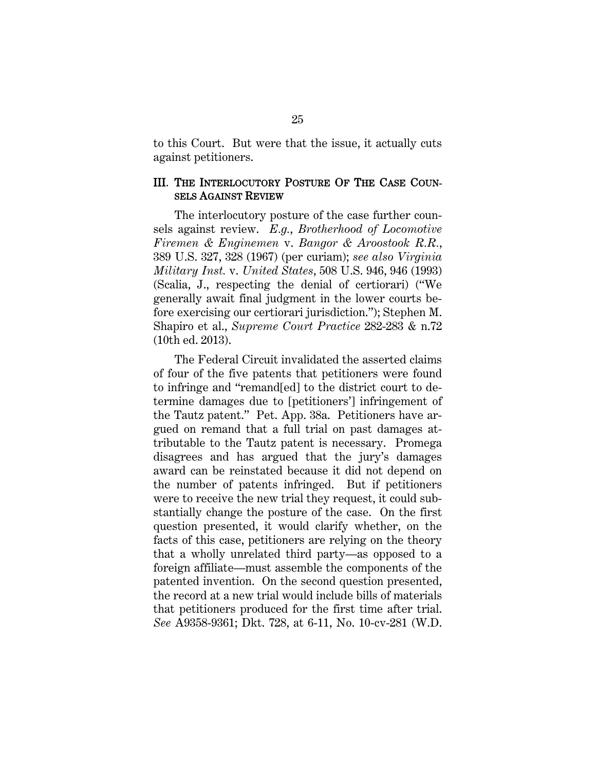to this Court. But were that the issue, it actually cuts against petitioners.

## III. THE INTERLOCUTORY POSTURE OF THE CASE COUNSELS AGAINST REVIEW

The interlocutory posture of the case further counsels against review. *E.g.*, *Brotherhood of Locomotive Firemen & Enginemen* v. *Bangor & Aroostook R.R.*, 389 U.S. 327, 328 (1967) (per curiam); *see also Virginia Military Inst.* v. *United States*, 508 U.S. 946, 946 (1993) (Scalia, J., respecting the denial of certiorari) ("We generally await final judgment in the lower courts before exercising our certiorari jurisdiction."); Stephen M. Shapiro et al., *Supreme Court Practice* 282-283 & n.72 (10th ed. 2013).

The Federal Circuit invalidated the asserted claims of four of the five patents that petitioners were found to infringe and "remand[ed] to the district court to determine damages due to [petitioners'] infringement of the Tautz patent." Pet. App. 38a. Petitioners have argued on remand that a full trial on past damages attributable to the Tautz patent is necessary. Promega disagrees and has argued that the jury's damages award can be reinstated because it did not depend on the number of patents infringed. But if petitioners were to receive the new trial they request, it could substantially change the posture of the case. On the first question presented, it would clarify whether, on the facts of this case, petitioners are relying on the theory that a wholly unrelated third party—as opposed to a foreign affiliate—must assemble the components of the patented invention. On the second question presented, the record at a new trial would include bills of materials that petitioners produced for the first time after trial. *See* A9358-9361; Dkt. 728, at 6-11, No. 10-cv-281 (W.D.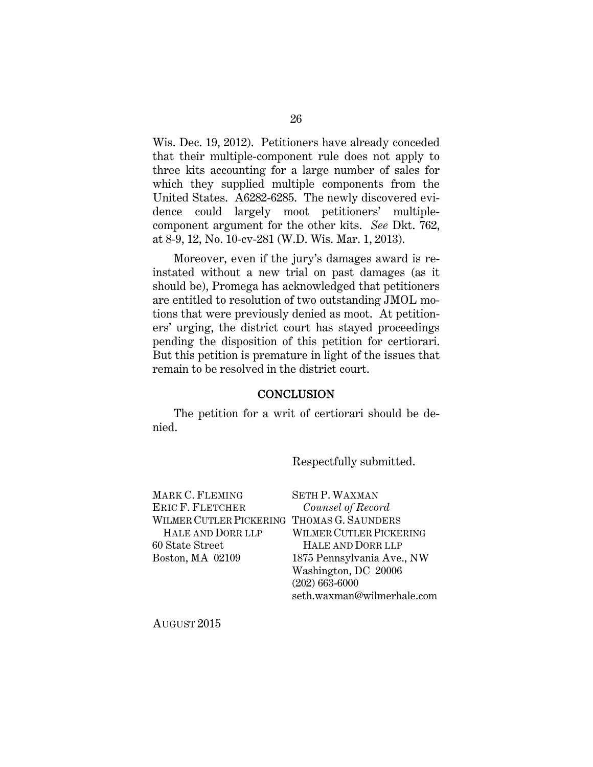Wis. Dec. 19, 2012). Petitioners have already conceded that their multiple-component rule does not apply to three kits accounting for a large number of sales for which they supplied multiple components from the United States. A6282-6285. The newly discovered evidence could largely moot petitioners' multiple-component argument for the other kits. *See* Dkt. 762, at 8-9, 12, No. 10-cv-281 (W.D. Wis. Mar. 1, 2013).

Moreover, even if the jury's damages award is reinstated without a new trial on past damages (as it should be), Promega has acknowledged that petitioners are entitled to resolution of two outstanding JMOL motions that were previously denied as moot. At petitioners' urging, the district court has stayed proceedings pending the disposition of this petition for certiorari. But this petition is premature in light of the issues that remain to be resolved in the district court.

## CONCLUSION

The petition for a writ of certiorari should be denied.

Respectfully submitted.

MARK C. FLEMING
ERIC F. FLETCHER
WILMER CUTLER PICKERING
HALE AND DORR LLP
60 State Street
Boston, MA 02109

SETH P. WAXMAN
*Counsel of Record*
THOMAS G. SAUNDERS
WILMER CUTLER PICKERING
HALE AND DORR LLP
1875 Pennsylvania Ave., NW
Washington, DC 20006
(202) 663-6000
seth.waxman@wilmerhale.com

AUGUST 2015